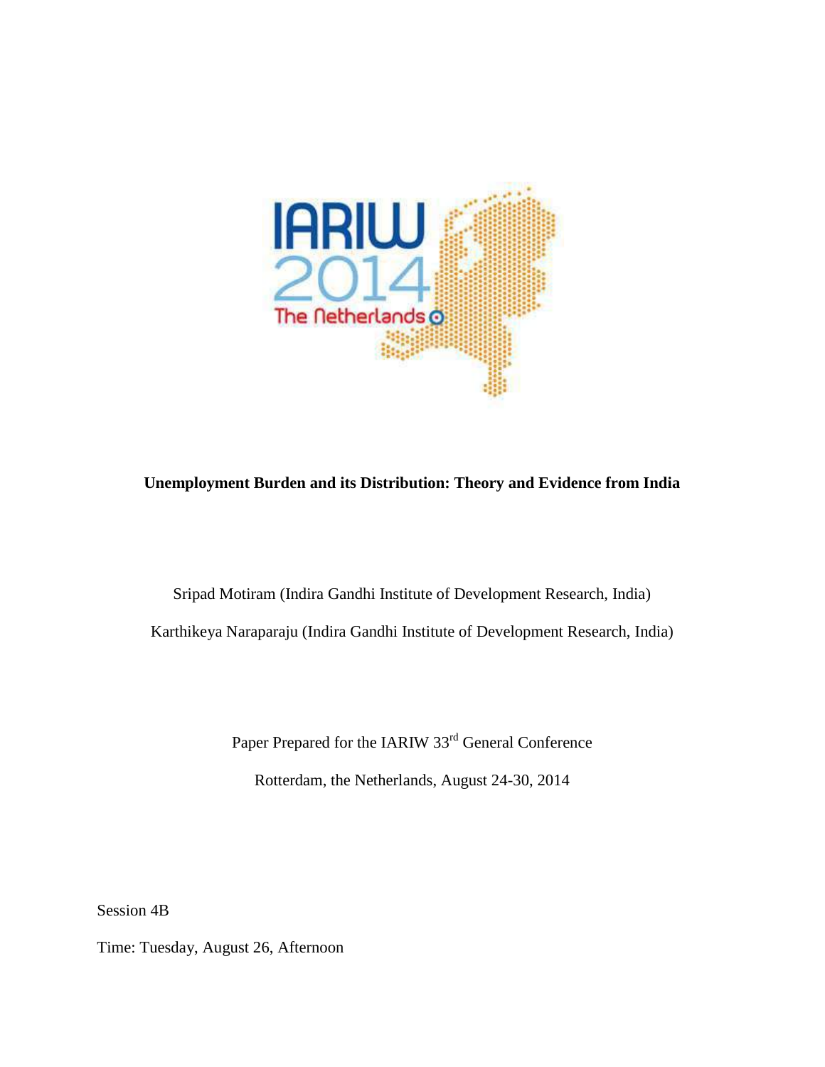**Unemployment Burden and its Distribution: Theory and Evidence from India**

Sripad Motiram (Indira Gandhi Institute of Development Research, India)

Karthikeya Naraparaju (Indira Gandhi Institute of Development Research, India)

Paper Prepared for the IARIW 33rd General Conference

Rotterdam, the Netherlands, August 24-30, 2014

Session 4B

Time: Tuesday, August 26, Afternoon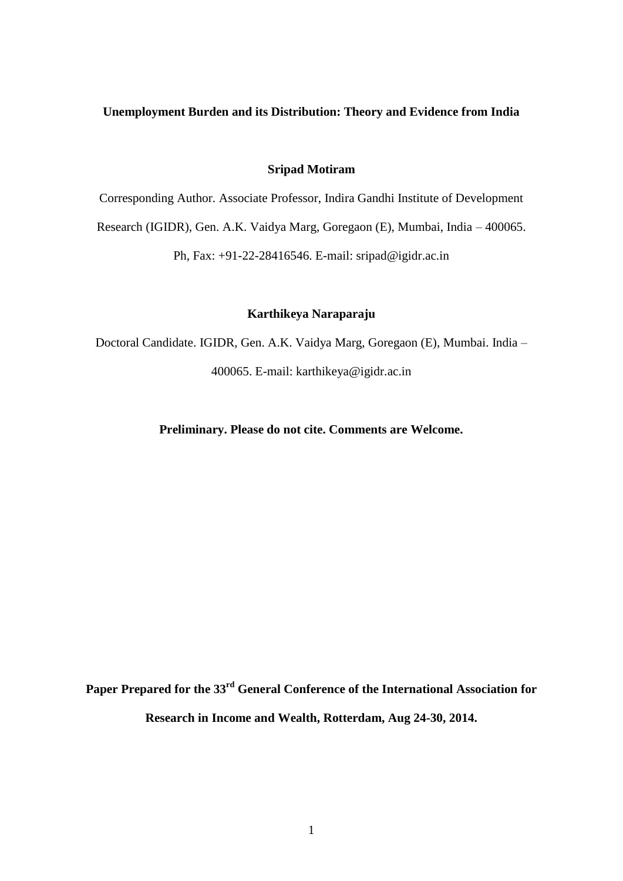**Unemployment Burden and its Distribution: Theory and Evidence from India**

**Sripad Motiram**

Corresponding Author. Associate Professor, Indira Gandhi Institute of Development Research (IGIDR), Gen. A.K. Vaidya Marg, Goregaon (E), Mumbai, India – 400065. Ph, Fax: +91-22-28416546. E-mail: sripad@igidr.ac.in

**Karthikeya Naraparaju**

Doctoral Candidate. IGIDR, Gen. A.K. Vaidya Marg, Goregaon (E), Mumbai. India – 400065. E-mail: karthikeya@igidr.ac.in

**Preliminary. Please do not cite. Comments are Welcome.**

**Paper Prepared for the 33rd General Conference of the International Association for Research in Income and Wealth, Rotterdam, Aug 24-30, 2014.**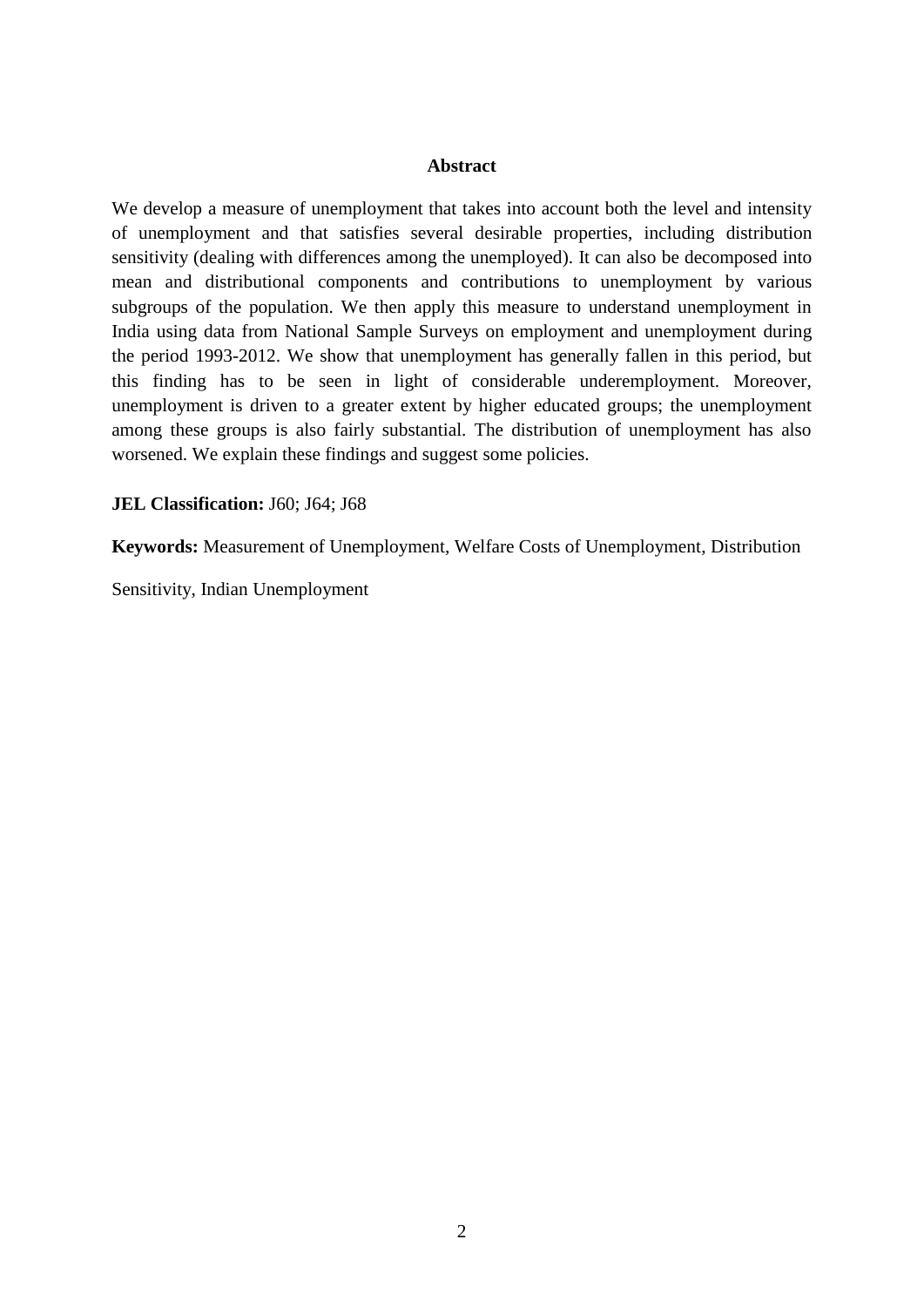## Abstract

We develop a measure of unemployment that takes into account both the level and intensity of unemployment and that satisfies several desirable properties, including distribution sensitivity (dealing with differences among the unemployed). It can also be decomposed into mean and distributional components and contributions to unemployment by various subgroups of the population. We then apply this measure to understand unemployment in India using data from National Sample Surveys on employment and unemployment during the period 1993-2012. We show that unemployment has generally fallen in this period, but this finding has to be seen in light of considerable underemployment. Moreover, unemployment is driven to a greater extent by higher educated groups; the unemployment among these groups is also fairly substantial. The distribution of unemployment has also worsened. We explain these findings and suggest some policies.

**JEL Classification:** J60; J64; J68

**Keywords:** Measurement of Unemployment, Welfare Costs of Unemployment, Distribution Sensitivity, Indian Unemployment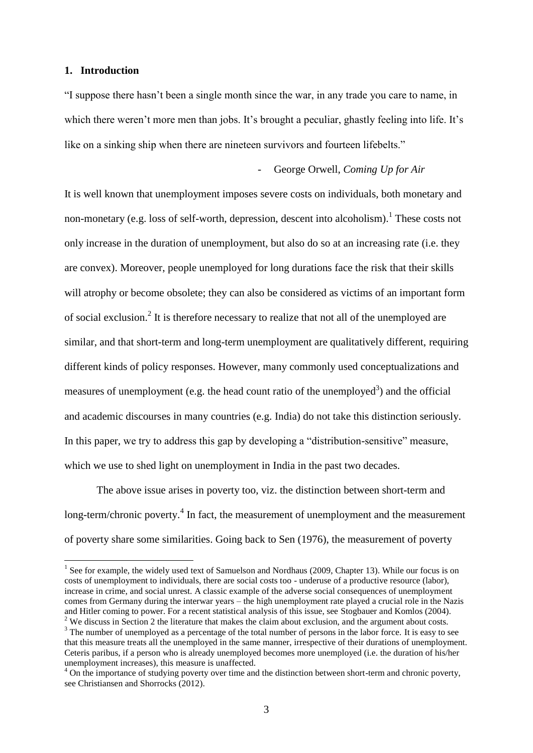## 1. Introduction

"I suppose there hasn't been a single month since the war, in any trade you care to name, in which there weren't more men than jobs. It's brought a peculiar, ghastly feeling into life. It's like on a sinking ship when there are nineteen survivors and fourteen lifebelts."

- George Orwell, *Coming Up for Air*

It is well known that unemployment imposes severe costs on individuals, both monetary and non-monetary (e.g. loss of self-worth, depression, descent into alcoholism).[1] These costs not only increase in the duration of unemployment, but also do so at an increasing rate (i.e. they are convex). Moreover, people unemployed for long durations face the risk that their skills will atrophy or become obsolete; they can also be considered as victims of an important form of social exclusion.[2] It is therefore necessary to realize that not all of the unemployed are similar, and that short-term and long-term unemployment are qualitatively different, requiring different kinds of policy responses. However, many commonly used conceptualizations and measures of unemployment (e.g. the head count ratio of the unemployed[3]) and the official and academic discourses in many countries (e.g. India) do not take this distinction seriously. In this paper, we try to address this gap by developing a "distribution-sensitive" measure, which we use to shed light on unemployment in India in the past two decades.

The above issue arises in poverty too, viz. the distinction between short-term and long-term/chronic poverty.[4] In fact, the measurement of unemployment and the measurement of poverty share some similarities. Going back to Sen (1976), the measurement of poverty

---

[1] See for example, the widely used text of Samuelson and Nordhaus (2009, Chapter 13). While our focus is on costs of unemployment to individuals, there are social costs too - underuse of a productive resource (labor), increase in crime, and social unrest. A classic example of the adverse social consequences of unemployment comes from Germany during the interwar years – the high unemployment rate played a crucial role in the Nazis and Hitler coming to power. For a recent statistical analysis of this issue, see Stogbauer and Komlos (2004).

[2] We discuss in Section 2 the literature that makes the claim about exclusion, and the argument about costs.

[3] The number of unemployed as a percentage of the total number of persons in the labor force. It is easy to see that this measure treats all the unemployed in the same manner, irrespective of their durations of unemployment. Ceteris paribus, if a person who is already unemployed becomes more unemployed (i.e. the duration of his/her unemployment increases), this measure is unaffected.

[4] On the importance of studying poverty over time and the distinction between short-term and chronic poverty, see Christiansen and Shorrocks (2012).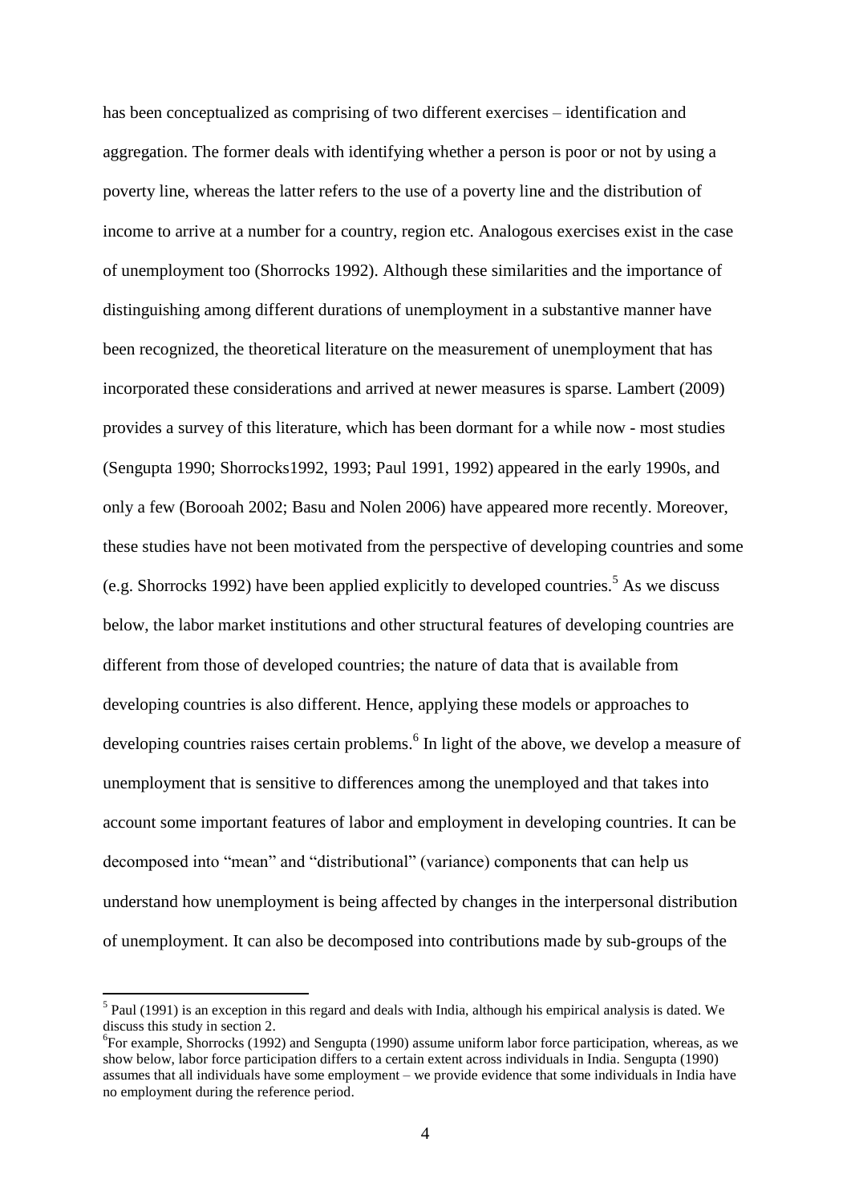has been conceptualized as comprising of two different exercises – identification and aggregation. The former deals with identifying whether a person is poor or not by using a poverty line, whereas the latter refers to the use of a poverty line and the distribution of income to arrive at a number for a country, region etc. Analogous exercises exist in the case of unemployment too (Shorrocks 1992). Although these similarities and the importance of distinguishing among different durations of unemployment in a substantive manner have been recognized, the theoretical literature on the measurement of unemployment that has incorporated these considerations and arrived at newer measures is sparse. Lambert (2009) provides a survey of this literature, which has been dormant for a while now - most studies (Sengupta 1990; Shorrocks1992, 1993; Paul 1991, 1992) appeared in the early 1990s, and only a few (Borooah 2002; Basu and Nolen 2006) have appeared more recently. Moreover, these studies have not been motivated from the perspective of developing countries and some (e.g. Shorrocks 1992) have been applied explicitly to developed countries.[5] As we discuss below, the labor market institutions and other structural features of developing countries are different from those of developed countries; the nature of data that is available from developing countries is also different. Hence, applying these models or approaches to developing countries raises certain problems.[6] In light of the above, we develop a measure of unemployment that is sensitive to differences among the unemployed and that takes into account some important features of labor and employment in developing countries. It can be decomposed into "mean" and "distributional" (variance) components that can help us understand how unemployment is being affected by changes in the interpersonal distribution of unemployment. It can also be decomposed into contributions made by sub-groups of the

---

[5] Paul (1991) is an exception in this regard and deals with India, although his empirical analysis is dated. We discuss this study in section 2.

[6] For example, Shorrocks (1992) and Sengupta (1990) assume uniform labor force participation, whereas, as we show below, labor force participation differs to a certain extent across individuals in India. Sengupta (1990) assumes that all individuals have some employment – we provide evidence that some individuals in India have no employment during the reference period.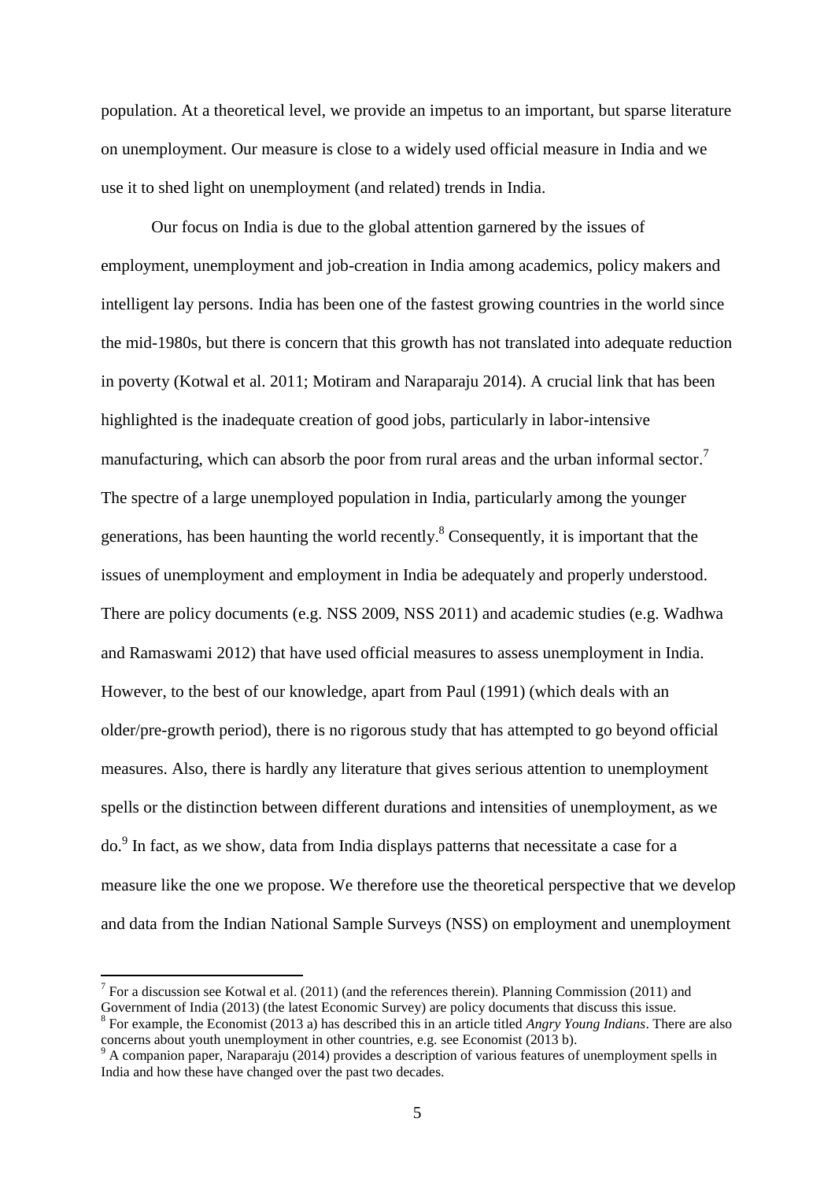population. At a theoretical level, we provide an impetus to an important, but sparse literature on unemployment. Our measure is close to a widely used official measure in India and we use it to shed light on unemployment (and related) trends in India.

Our focus on India is due to the global attention garnered by the issues of employment, unemployment and job-creation in India among academics, policy makers and intelligent lay persons. India has been one of the fastest growing countries in the world since the mid-1980s, but there is concern that this growth has not translated into adequate reduction in poverty (Kotwal et al. 2011; Motiram and Naraparaju 2014). A crucial link that has been highlighted is the inadequate creation of good jobs, particularly in labor-intensive manufacturing, which can absorb the poor from rural areas and the urban informal sector.[7] The spectre of a large unemployed population in India, particularly among the younger generations, has been haunting the world recently.[8] Consequently, it is important that the issues of unemployment and employment in India be adequately and properly understood. There are policy documents (e.g. NSS 2009, NSS 2011) and academic studies (e.g. Wadhwa and Ramaswami 2012) that have used official measures to assess unemployment in India. However, to the best of our knowledge, apart from Paul (1991) (which deals with an older/pre-growth period), there is no rigorous study that has attempted to go beyond official measures. Also, there is hardly any literature that gives serious attention to unemployment spells or the distinction between different durations and intensities of unemployment, as we do.[9] In fact, as we show, data from India displays patterns that necessitate a case for a measure like the one we propose. We therefore use the theoretical perspective that we develop and data from the Indian National Sample Surveys (NSS) on employment and unemployment

[7] For a discussion see Kotwal et al. (2011) (and the references therein). Planning Commission (2011) and Government of India (2013) (the latest Economic Survey) are policy documents that discuss this issue.

[8] For example, the Economist (2013 a) has described this in an article titled *Angry Young Indians*. There are also concerns about youth unemployment in other countries, e.g. see Economist (2013 b).

[9] A companion paper, Naraparaju (2014) provides a description of various features of unemployment spells in India and how these have changed over the past two decades.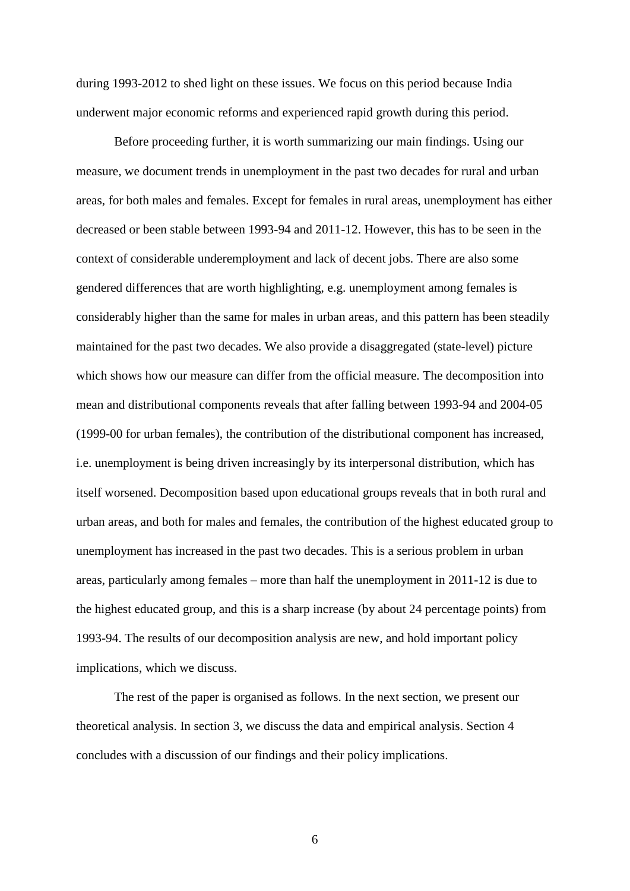during 1993-2012 to shed light on these issues. We focus on this period because India underwent major economic reforms and experienced rapid growth during this period.

Before proceeding further, it is worth summarizing our main findings. Using our measure, we document trends in unemployment in the past two decades for rural and urban areas, for both males and females. Except for females in rural areas, unemployment has either decreased or been stable between 1993-94 and 2011-12. However, this has to be seen in the context of considerable underemployment and lack of decent jobs. There are also some gendered differences that are worth highlighting, e.g. unemployment among females is considerably higher than the same for males in urban areas, and this pattern has been steadily maintained for the past two decades. We also provide a disaggregated (state-level) picture which shows how our measure can differ from the official measure. The decomposition into mean and distributional components reveals that after falling between 1993-94 and 2004-05 (1999-00 for urban females), the contribution of the distributional component has increased, i.e. unemployment is being driven increasingly by its interpersonal distribution, which has itself worsened. Decomposition based upon educational groups reveals that in both rural and urban areas, and both for males and females, the contribution of the highest educated group to unemployment has increased in the past two decades. This is a serious problem in urban areas, particularly among females – more than half the unemployment in 2011-12 is due to the highest educated group, and this is a sharp increase (by about 24 percentage points) from 1993-94. The results of our decomposition analysis are new, and hold important policy implications, which we discuss.

The rest of the paper is organised as follows. In the next section, we present our theoretical analysis. In section 3, we discuss the data and empirical analysis. Section 4 concludes with a discussion of our findings and their policy implications.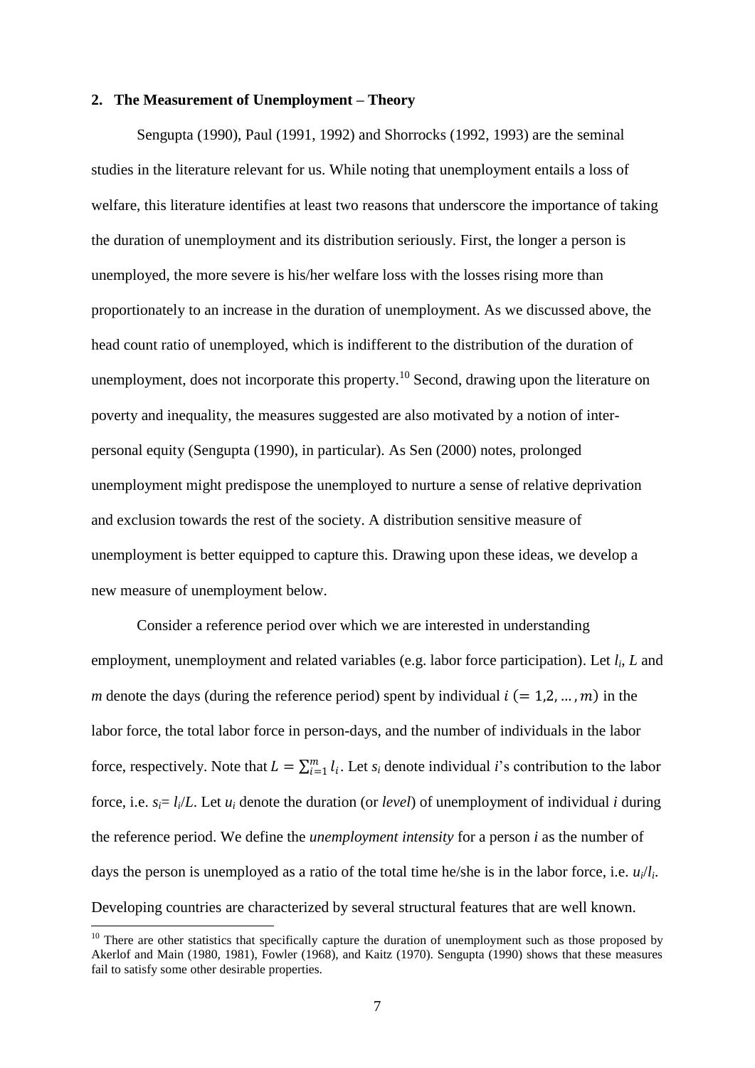## 2. The Measurement of Unemployment – Theory

Sengupta (1990), Paul (1991, 1992) and Shorrocks (1992, 1993) are the seminal studies in the literature relevant for us. While noting that unemployment entails a loss of welfare, this literature identifies at least two reasons that underscore the importance of taking the duration of unemployment and its distribution seriously. First, the longer a person is unemployed, the more severe is his/her welfare loss with the losses rising more than proportionately to an increase in the duration of unemployment. As we discussed above, the head count ratio of unemployed, which is indifferent to the distribution of the duration of unemployment, does not incorporate this property.[10] Second, drawing upon the literature on poverty and inequality, the measures suggested are also motivated by a notion of inter-personal equity (Sengupta (1990), in particular). As Sen (2000) notes, prolonged unemployment might predispose the unemployed to nurture a sense of relative deprivation and exclusion towards the rest of the society. A distribution sensitive measure of unemployment is better equipped to capture this. Drawing upon these ideas, we develop a new measure of unemployment below.

Consider a reference period over which we are interested in understanding employment, unemployment and related variables (e.g. labor force participation). Let $l_i$, $L$ and $m$ denote the days (during the reference period) spent by individual $i \ (= 1,2, \ldots, m)$ in the labor force, the total labor force in person-days, and the number of individuals in the labor force, respectively. Note that $L = \sum_{i=1}^{m} l_i$. Let $s_i$ denote individual $i$'s contribution to the labor force, i.e. $s_i = l_i/L$. Let $u_i$ denote the duration (or *level*) of unemployment of individual $i$ during the reference period. We define the *unemployment intensity* for a person $i$ as the number of days the person is unemployed as a ratio of the total time he/she is in the labor force, i.e. $u_i/l_i$. Developing countries are characterized by several structural features that are well known.

[10] There are other statistics that specifically capture the duration of unemployment such as those proposed by Akerlof and Main (1980, 1981), Fowler (1968), and Kaitz (1970). Sengupta (1990) shows that these measures fail to satisfy some other desirable properties.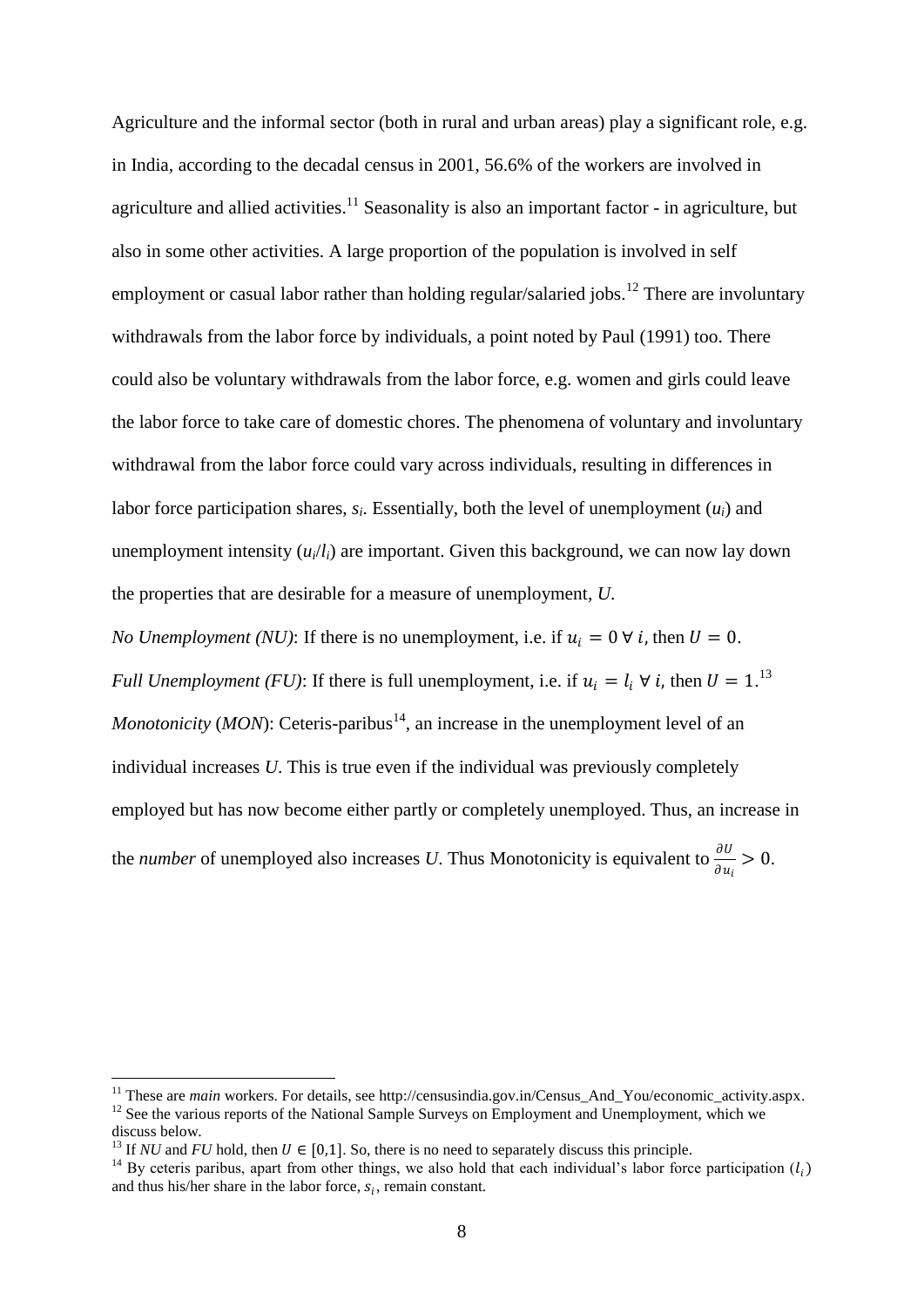Agriculture and the informal sector (both in rural and urban areas) play a significant role, e.g. in India, according to the decadal census in 2001, 56.6% of the workers are involved in agriculture and allied activities.[11] Seasonality is also an important factor - in agriculture, but also in some other activities. A large proportion of the population is involved in self employment or casual labor rather than holding regular/salaried jobs.[12] There are involuntary withdrawals from the labor force by individuals, a point noted by Paul (1991) too. There could also be voluntary withdrawals from the labor force, e.g. women and girls could leave the labor force to take care of domestic chores. The phenomena of voluntary and involuntary withdrawal from the labor force could vary across individuals, resulting in differences in labor force participation shares, $s_i$. Essentially, both the level of unemployment ($u_i$) and unemployment intensity ($u_i/l_i$) are important. Given this background, we can now lay down the properties that are desirable for a measure of unemployment, $U$.

*No Unemployment (NU)*: If there is no unemployment, i.e. if $u_i = 0 \; \forall \; i$, then $U = 0$.

*Full Unemployment (FU)*: If there is full unemployment, i.e. if $u_i = l_i \; \forall \; i$, then $U = 1$.[13]

*Monotonicity* (*MON*): Ceteris-paribus[14], an increase in the unemployment level of an individual increases $U$. This is true even if the individual was previously completely employed but has now become either partly or completely unemployed. Thus, an increase in the *number* of unemployed also increases $U$. Thus Monotonicity is equivalent to $\frac{\partial U}{\partial u_i} > 0$.

---

[11] These are *main* workers. For details, see http://censusindia.gov.in/Census_And_You/economic_activity.aspx.

[12] See the various reports of the National Sample Surveys on Employment and Unemployment, which we discuss below.

[13] If *NU* and *FU* hold, then $U \in [0,1]$. So, there is no need to separately discuss this principle.

[14] By ceteris paribus, apart from other things, we also hold that each individual's labor force participation ($l_i$) and thus his/her share in the labor force, $s_i$, remain constant.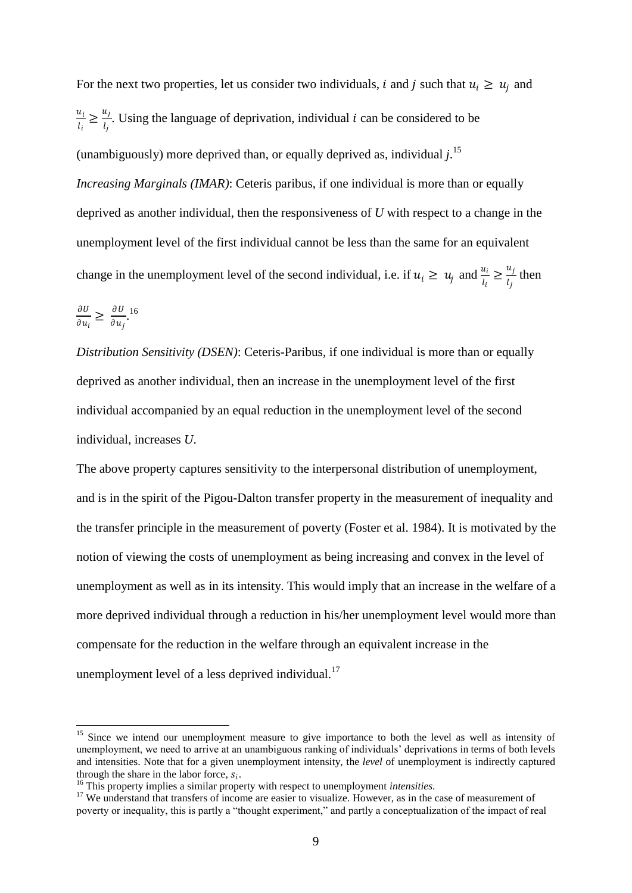For the next two properties, let us consider two individuals, $i$ and $j$ such that $u_i \geq u_j$ and $\frac{u_i}{l_i} \geq \frac{u_j}{l_j}$. Using the language of deprivation, individual $i$ can be considered to be (unambiguously) more deprived than, or equally deprived as, individual $j$.[15]

*Increasing Marginals (IMAR)*: Ceteris paribus, if one individual is more than or equally deprived as another individual, then the responsiveness of $U$ with respect to a change in the unemployment level of the first individual cannot be less than the same for an equivalent change in the unemployment level of the second individual, i.e. if $u_i \geq u_j$ and $\frac{u_i}{l_i} \geq \frac{u_j}{l_j}$ then $\frac{\partial U}{\partial u_i} \geq \frac{\partial U}{\partial u_j}$.[16]

*Distribution Sensitivity (DSEN)*: Ceteris-Paribus, if one individual is more than or equally deprived as another individual, then an increase in the unemployment level of the first individual accompanied by an equal reduction in the unemployment level of the second individual, increases $U$.

The above property captures sensitivity to the interpersonal distribution of unemployment, and is in the spirit of the Pigou-Dalton transfer property in the measurement of inequality and the transfer principle in the measurement of poverty (Foster et al. 1984). It is motivated by the notion of viewing the costs of unemployment as being increasing and convex in the level of unemployment as well as in its intensity. This would imply that an increase in the welfare of a more deprived individual through a reduction in his/her unemployment level would more than compensate for the reduction in the welfare through an equivalent increase in the unemployment level of a less deprived individual.[17]

---

[15] Since we intend our unemployment measure to give importance to both the level as well as intensity of unemployment, we need to arrive at an unambiguous ranking of individuals' deprivations in terms of both levels and intensities. Note that for a given unemployment intensity, the *level* of unemployment is indirectly captured through the share in the labor force, $s_i$.

[16] This property implies a similar property with respect to unemployment *intensities*.

[17] We understand that transfers of income are easier to visualize. However, as in the case of measurement of poverty or inequality, this is partly a "thought experiment," and partly a conceptualization of the impact of real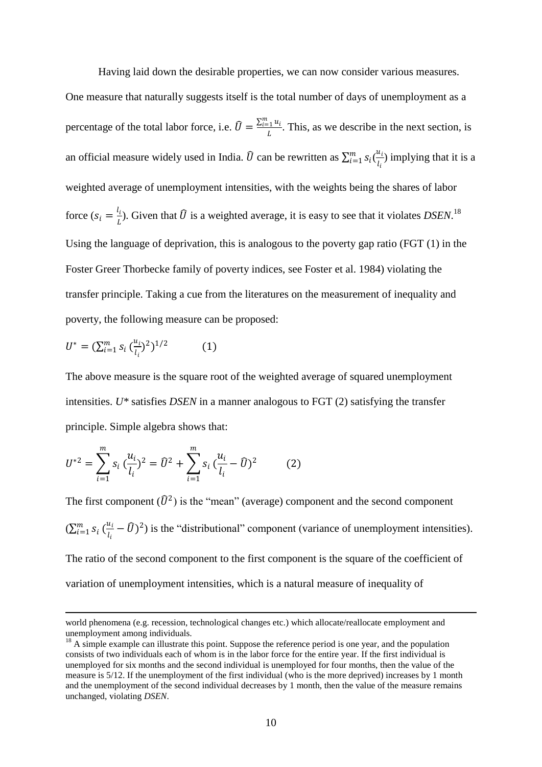Having laid down the desirable properties, we can now consider various measures. One measure that naturally suggests itself is the total number of days of unemployment as a percentage of the total labor force, i.e. $\widehat{U} = \frac{\sum_{i=1}^{m} u_i}{L}$. This, as we describe in the next section, is an official measure widely used in India. $\widehat{U}$ can be rewritten as $\sum_{i=1}^{m} s_i (\frac{u_i}{l_i})$ implying that it is a weighted average of unemployment intensities, with the weights being the shares of labor force ($s_i = \frac{l_i}{L}$). Given that $\widehat{U}$ is a weighted average, it is easy to see that it violates *DSEN*.[18] Using the language of deprivation, this is analogous to the poverty gap ratio (FGT (1) in the Foster Greer Thorbecke family of poverty indices, see Foster et al. 1984) violating the transfer principle. Taking a cue from the literatures on the measurement of inequality and poverty, the following measure can be proposed:

$$U^* = (\sum_{i=1}^{m} s_i (\frac{u_i}{l_i})^2)^{1/2} \qquad (1)$$

The above measure is the square root of the weighted average of squared unemployment intensities. *U\** satisfies *DSEN* in a manner analogous to FGT (2) satisfying the transfer principle. Simple algebra shows that:

$$U^{*2} = \sum_{i=1}^{m} s_i (\frac{u_i}{l_i})^2 = \widehat{U}^2 + \sum_{i=1}^{m} s_i (\frac{u_i}{l_i} - \widehat{U})^2 \qquad (2)$$

The first component ($\widehat{U}^2$) is the "mean" (average) component and the second component ($\sum_{i=1}^{m} s_i (\frac{u_i}{l_i} - \widehat{U})^2$) is the "distributional" component (variance of unemployment intensities). The ratio of the second component to the first component is the square of the coefficient of variation of unemployment intensities, which is a natural measure of inequality of

---

world phenomena (e.g. recession, technological changes etc.) which allocate/reallocate employment and unemployment among individuals.

[18] A simple example can illustrate this point. Suppose the reference period is one year, and the population consists of two individuals each of whom is in the labor force for the entire year. If the first individual is unemployed for six months and the second individual is unemployed for four months, then the value of the measure is 5/12. If the unemployment of the first individual (who is the more deprived) increases by 1 month and the unemployment of the second individual decreases by 1 month, then the value of the measure remains unchanged, violating *DSEN*.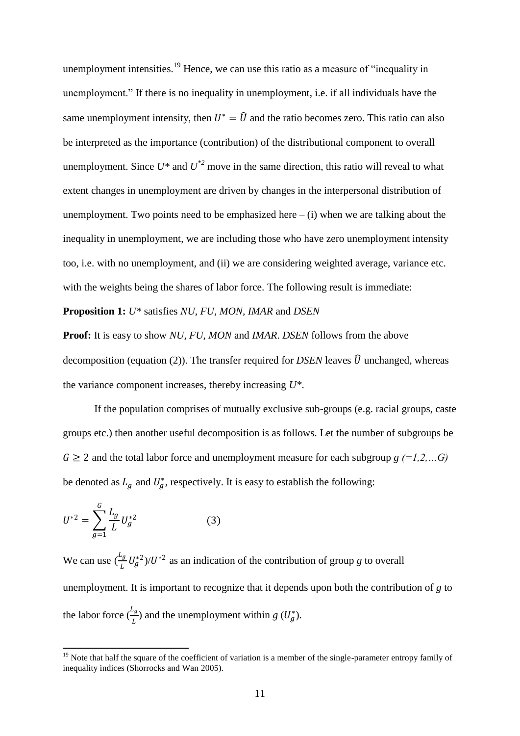unemployment intensities.[19] Hence, we can use this ratio as a measure of "inequality in unemployment." If there is no inequality in unemployment, i.e. if all individuals have the same unemployment intensity, then $U^* = \widehat{U}$ and the ratio becomes zero. This ratio can also be interpreted as the importance (contribution) of the distributional component to overall unemployment. Since $U^*$ and $U^{*2}$ move in the same direction, this ratio will reveal to what extent changes in unemployment are driven by changes in the interpersonal distribution of unemployment. Two points need to be emphasized here – (i) when we are talking about the inequality in unemployment, we are including those who have zero unemployment intensity too, i.e. with no unemployment, and (ii) we are considering weighted average, variance etc. with the weights being the shares of labor force. The following result is immediate:

**Proposition 1:** $U^*$ satisfies *NU*, *FU*, *MON*, *IMAR* and *DSEN*

**Proof:** It is easy to show *NU*, *FU*, *MON* and *IMAR*. *DSEN* follows from the above decomposition (equation (2)). The transfer required for *DSEN* leaves $\widehat{U}$ unchanged, whereas the variance component increases, thereby increasing $U^*$.

If the population comprises of mutually exclusive sub-groups (e.g. racial groups, caste groups etc.) then another useful decomposition is as follows. Let the number of subgroups be $G \geq 2$ and the total labor force and unemployment measure for each subgroup $g$ $(=1,2,\ldots G)$ be denoted as $L_g$ and $U_g^*$, respectively. It is easy to establish the following:

$$U^{*2} = \sum_{g=1}^{G} \frac{L_g}{L} U_g^{*2} \qquad (3)$$

We can use $(\frac{L_g}{L} U_g^{*2})/U^{*2}$ as an indication of the contribution of group $g$ to overall unemployment. It is important to recognize that it depends upon both the contribution of $g$ to the labor force $(\frac{L_g}{L})$ and the unemployment within $g$ $(U_g^*)$.

[19] Note that half the square of the coefficient of variation is a member of the single-parameter entropy family of inequality indices (Shorrocks and Wan 2005).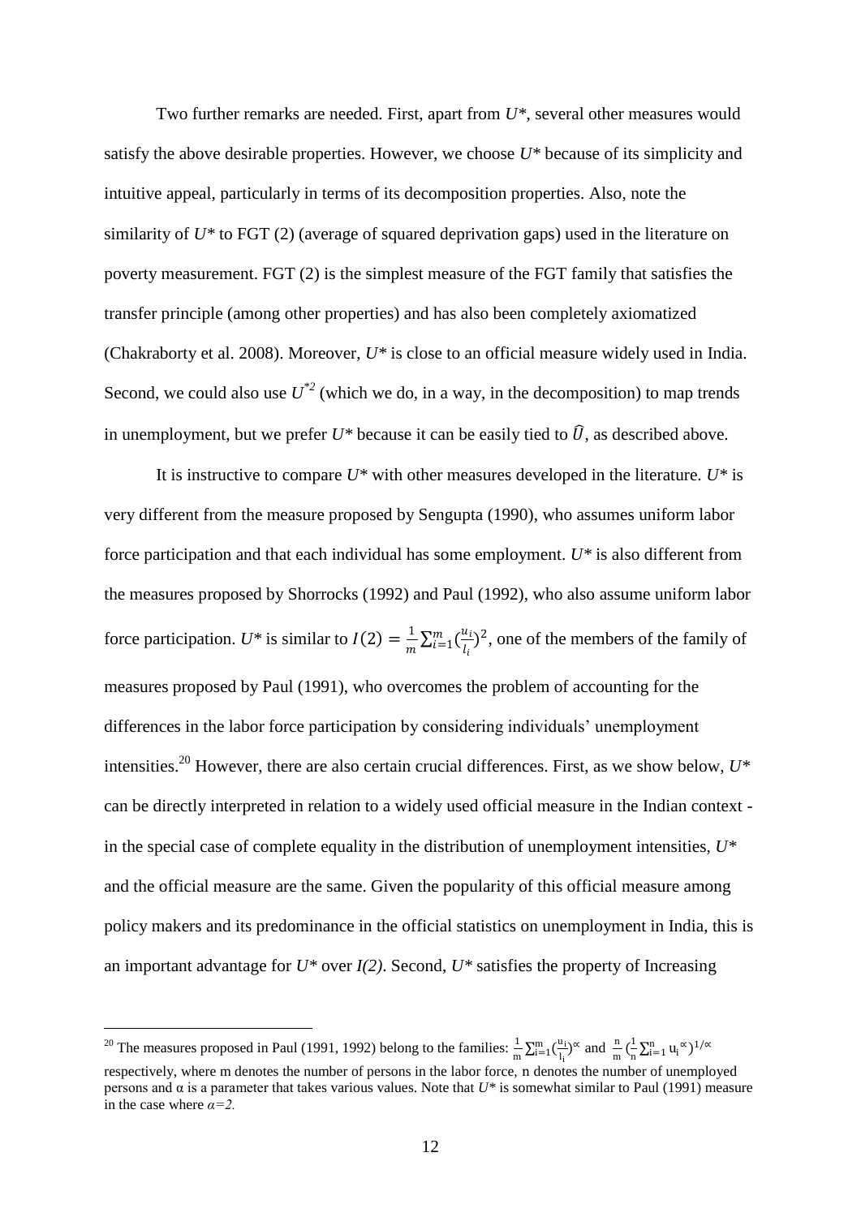Two further remarks are needed. First, apart from *U\**, several other measures would satisfy the above desirable properties. However, we choose *U\** because of its simplicity and intuitive appeal, particularly in terms of its decomposition properties. Also, note the similarity of *U\** to FGT (2) (average of squared deprivation gaps) used in the literature on poverty measurement. FGT (2) is the simplest measure of the FGT family that satisfies the transfer principle (among other properties) and has also been completely axiomatized (Chakraborty et al. 2008). Moreover, *U\** is close to an official measure widely used in India. Second, we could also use $U^{*2}$ (which we do, in a way, in the decomposition) to map trends in unemployment, but we prefer *U\** because it can be easily tied to $\widehat{U}$, as described above.

It is instructive to compare *U\** with other measures developed in the literature. *U\** is very different from the measure proposed by Sengupta (1990), who assumes uniform labor force participation and that each individual has some employment. *U\** is also different from the measures proposed by Shorrocks (1992) and Paul (1992), who also assume uniform labor force participation. *U\** is similar to $I(2) = \frac{1}{m}\sum_{i=1}^{m}(\frac{u_i}{l_i})^2$, one of the members of the family of measures proposed by Paul (1991), who overcomes the problem of accounting for the differences in the labor force participation by considering individuals' unemployment intensities.[20] However, there are also certain crucial differences. First, as we show below, *U\** can be directly interpreted in relation to a widely used official measure in the Indian context - in the special case of complete equality in the distribution of unemployment intensities, *U\** and the official measure are the same. Given the popularity of this official measure among policy makers and its predominance in the official statistics on unemployment in India, this is an important advantage for *U\** over *I(2)*. Second, *U\** satisfies the property of Increasing

[20] The measures proposed in Paul (1991, 1992) belong to the families: $\frac{1}{m}\sum_{i=1}^{m}(\frac{u_i}{l_i})^{\alpha}$ and $\frac{n}{m}(\frac{1}{n}\sum_{i=1}^{n}u_i^{\alpha})^{1/\alpha}$ respectively, where m denotes the number of persons in the labor force, n denotes the number of unemployed persons and α is a parameter that takes various values. Note that *U\** is somewhat similar to Paul (1991) measure in the case where $\alpha=2$.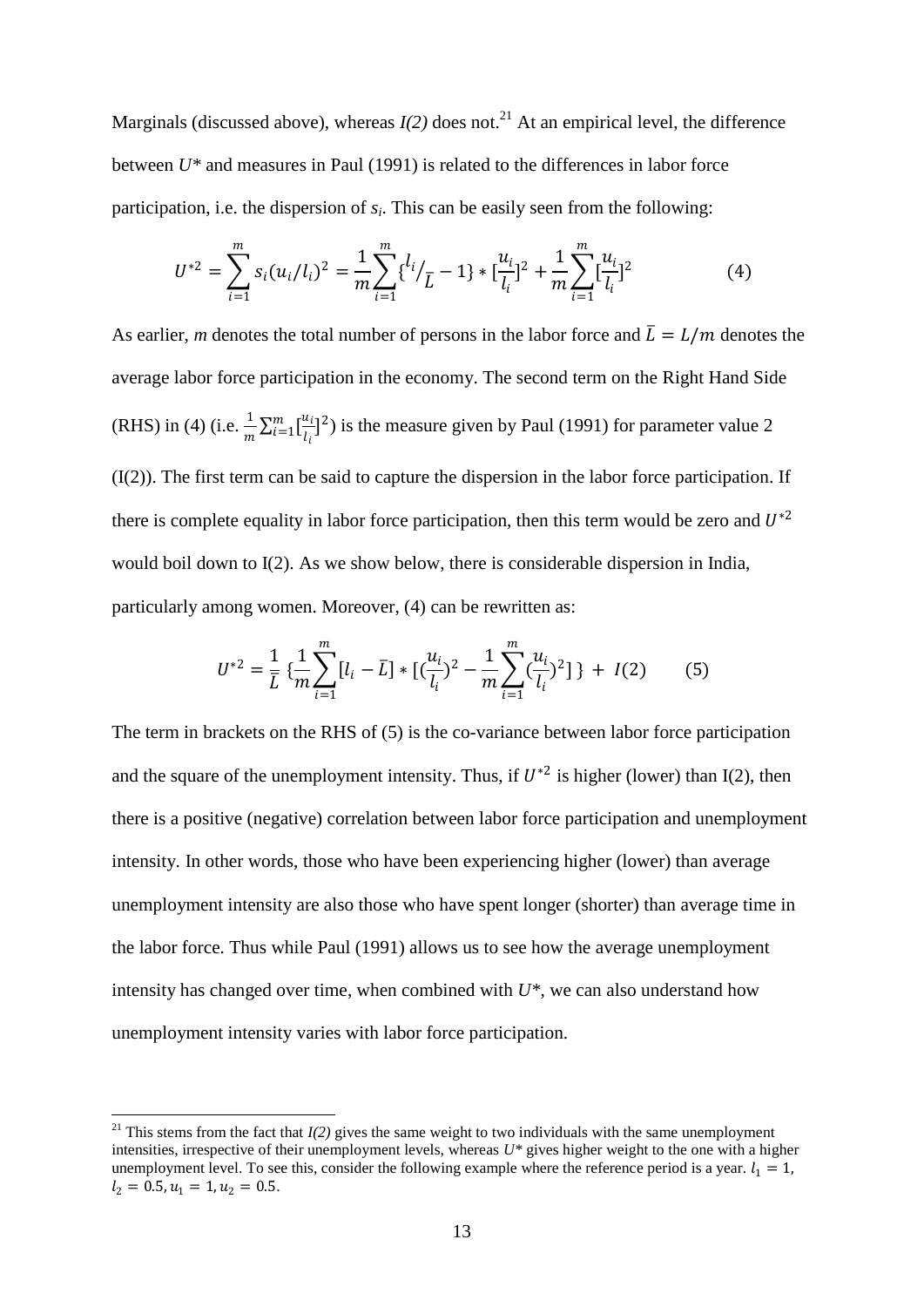Marginals (discussed above), whereas *I(2)* does not.[21] At an empirical level, the difference between $U^*$ and measures in Paul (1991) is related to the differences in labor force participation, i.e. the dispersion of $s_i$. This can be easily seen from the following:

$$U^{*2} = \sum_{i=1}^{m} s_i (u_i/l_i)^2 = \frac{1}{m}\sum_{i=1}^{m} \{ {l_i}/_{\bar{L}} - 1\} * [\frac{u_i}{l_i}]^2 + \frac{1}{m}\sum_{i=1}^{m} [\frac{u_i}{l_i}]^2 \qquad (4)$$

As earlier, *m* denotes the total number of persons in the labor force and $\bar{L} = L/m$ denotes the average labor force participation in the economy. The second term on the Right Hand Side (RHS) in (4) (i.e. $\frac{1}{m}\sum_{i=1}^{m}[\frac{u_i}{l_i}]^2$) is the measure given by Paul (1991) for parameter value 2 (I(2)). The first term can be said to capture the dispersion in the labor force participation. If there is complete equality in labor force participation, then this term would be zero and $U^{*2}$ would boil down to I(2). As we show below, there is considerable dispersion in India, particularly among women. Moreover, (4) can be rewritten as:

$$U^{*2} = \frac{1}{\bar{L}} \{ \frac{1}{m}\sum_{i=1}^{m} [l_i - \bar{L}] * [(\frac{u_i}{l_i})^2 - \frac{1}{m}\sum_{i=1}^{m}(\frac{u_i}{l_i})^2] \} + I(2) \qquad (5)$$

The term in brackets on the RHS of (5) is the co-variance between labor force participation and the square of the unemployment intensity. Thus, if $U^{*2}$ is higher (lower) than I(2), then there is a positive (negative) correlation between labor force participation and unemployment intensity. In other words, those who have been experiencing higher (lower) than average unemployment intensity are also those who have spent longer (shorter) than average time in the labor force. Thus while Paul (1991) allows us to see how the average unemployment intensity has changed over time, when combined with $U^*$, we can also understand how unemployment intensity varies with labor force participation.

[21] This stems from the fact that *I(2)* gives the same weight to two individuals with the same unemployment intensities, irrespective of their unemployment levels, whereas $U^*$ gives higher weight to the one with a higher unemployment level. To see this, consider the following example where the reference period is a year. $l_1 = 1$, $l_2 = 0.5, u_1 = 1, u_2 = 0.5$.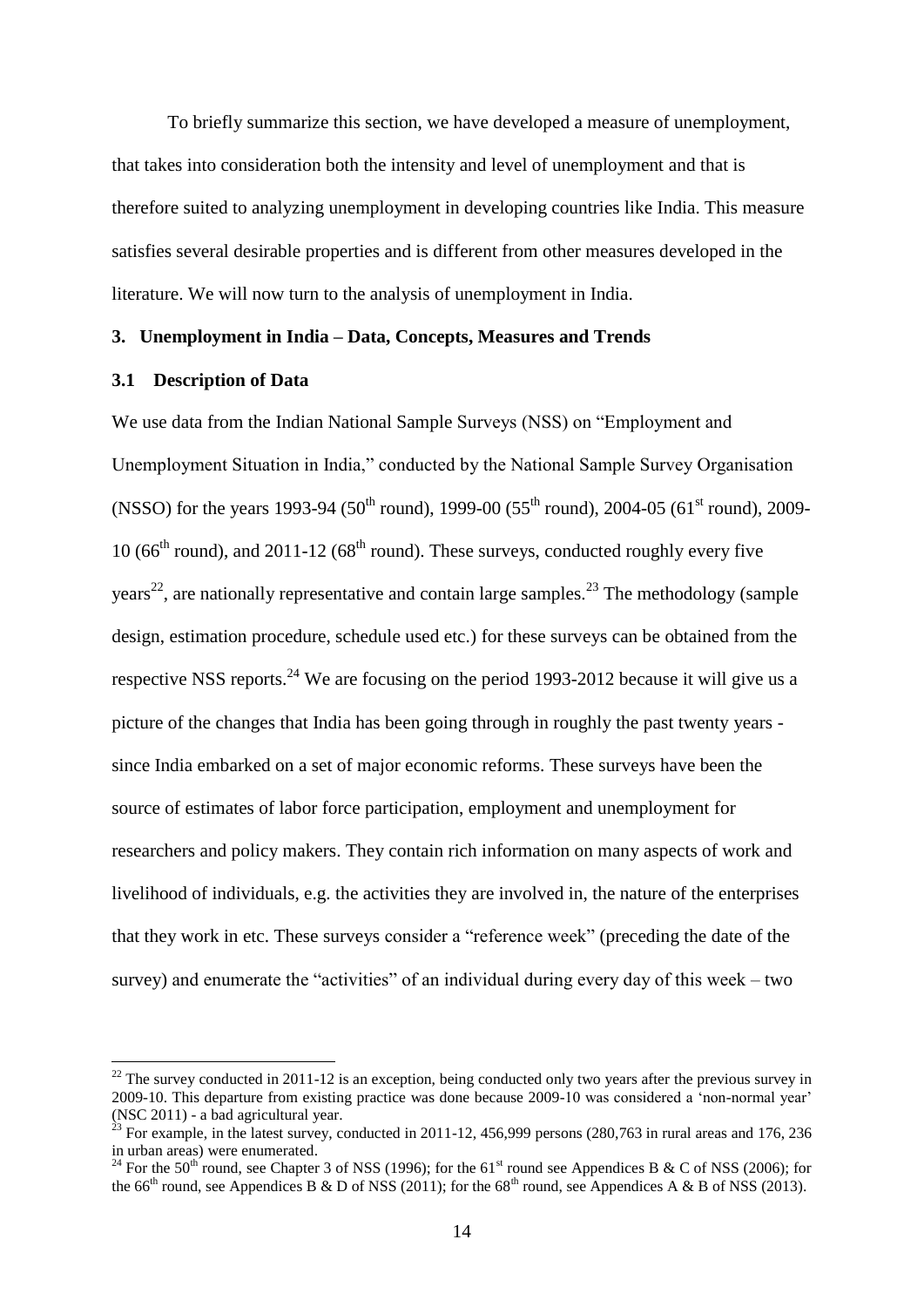To briefly summarize this section, we have developed a measure of unemployment, that takes into consideration both the intensity and level of unemployment and that is therefore suited to analyzing unemployment in developing countries like India. This measure satisfies several desirable properties and is different from other measures developed in the literature. We will now turn to the analysis of unemployment in India.

## 3. Unemployment in India – Data, Concepts, Measures and Trends

### 3.1 Description of Data

We use data from the Indian National Sample Surveys (NSS) on "Employment and Unemployment Situation in India," conducted by the National Sample Survey Organisation (NSSO) for the years 1993-94 (50th round), 1999-00 (55th round), 2004-05 (61st round), 2009-10 (66th round), and 2011-12 (68th round). These surveys, conducted roughly every five years[22], are nationally representative and contain large samples.[23] The methodology (sample design, estimation procedure, schedule used etc.) for these surveys can be obtained from the respective NSS reports.[24] We are focusing on the period 1993-2012 because it will give us a picture of the changes that India has been going through in roughly the past twenty years - since India embarked on a set of major economic reforms. These surveys have been the source of estimates of labor force participation, employment and unemployment for researchers and policy makers. They contain rich information on many aspects of work and livelihood of individuals, e.g. the activities they are involved in, the nature of the enterprises that they work in etc. These surveys consider a "reference week" (preceding the date of the survey) and enumerate the "activities" of an individual during every day of this week – two

---

[22] The survey conducted in 2011-12 is an exception, being conducted only two years after the previous survey in 2009-10. This departure from existing practice was done because 2009-10 was considered a 'non-normal year' (NSC 2011) - a bad agricultural year.

[23] For example, in the latest survey, conducted in 2011-12, 456,999 persons (280,763 in rural areas and 176, 236 in urban areas) were enumerated.

[24] For the 50th round, see Chapter 3 of NSS (1996); for the 61st round see Appendices B & C of NSS (2006); for the 66th round, see Appendices B & D of NSS (2011); for the 68th round, see Appendices A & B of NSS (2013).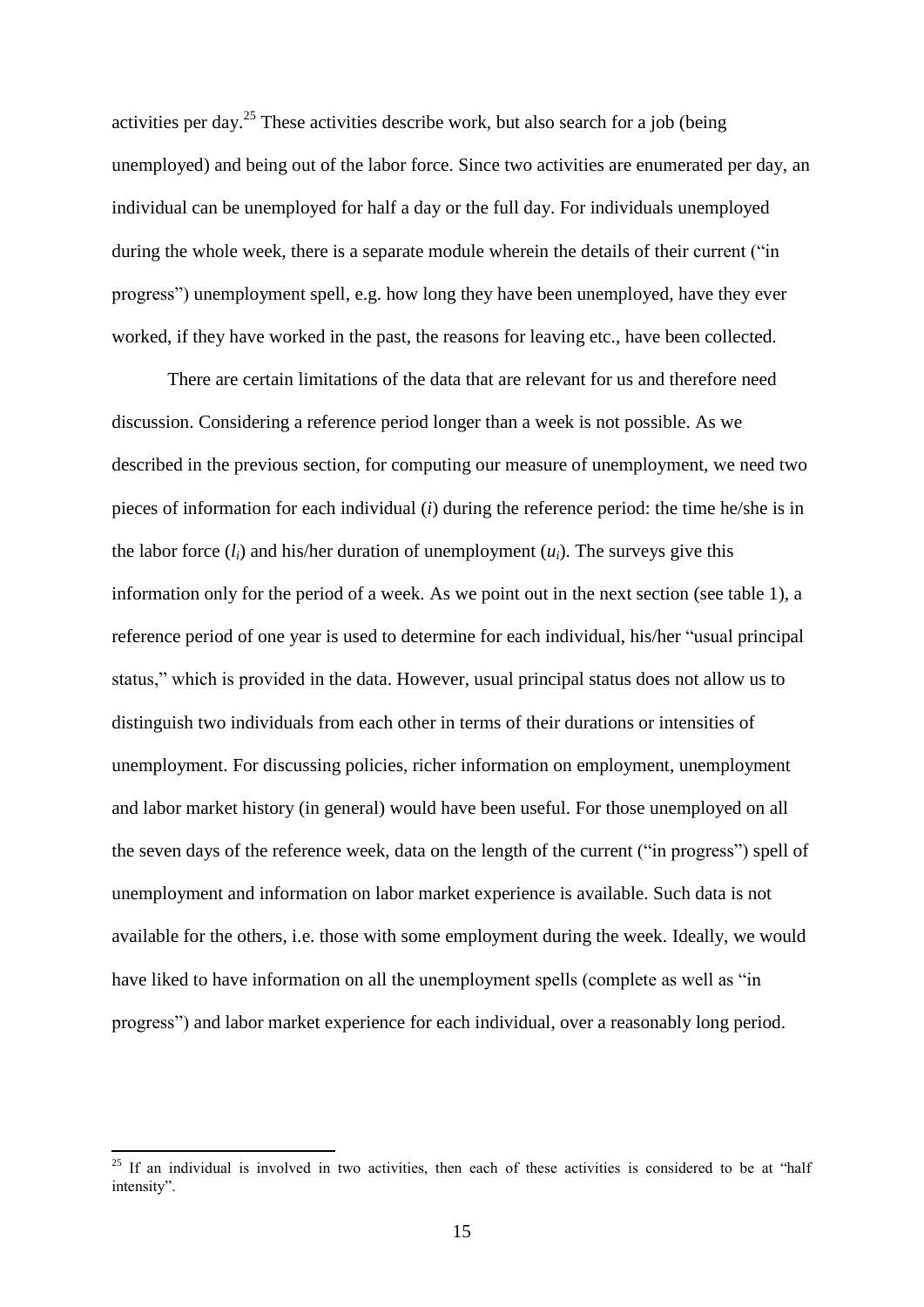activities per day.[25] These activities describe work, but also search for a job (being unemployed) and being out of the labor force. Since two activities are enumerated per day, an individual can be unemployed for half a day or the full day. For individuals unemployed during the whole week, there is a separate module wherein the details of their current ("in progress") unemployment spell, e.g. how long they have been unemployed, have they ever worked, if they have worked in the past, the reasons for leaving etc., have been collected.

There are certain limitations of the data that are relevant for us and therefore need discussion. Considering a reference period longer than a week is not possible. As we described in the previous section, for computing our measure of unemployment, we need two pieces of information for each individual ($i$) during the reference period: the time he/she is in the labor force ($l_i$) and his/her duration of unemployment ($u_i$). The surveys give this information only for the period of a week. As we point out in the next section (see table 1), a reference period of one year is used to determine for each individual, his/her "usual principal status," which is provided in the data. However, usual principal status does not allow us to distinguish two individuals from each other in terms of their durations or intensities of unemployment. For discussing policies, richer information on employment, unemployment and labor market history (in general) would have been useful. For those unemployed on all the seven days of the reference week, data on the length of the current ("in progress") spell of unemployment and information on labor market experience is available. Such data is not available for the others, i.e. those with some employment during the week. Ideally, we would have liked to have information on all the unemployment spells (complete as well as "in progress") and labor market experience for each individual, over a reasonably long period.

[25] If an individual is involved in two activities, then each of these activities is considered to be at "half intensity".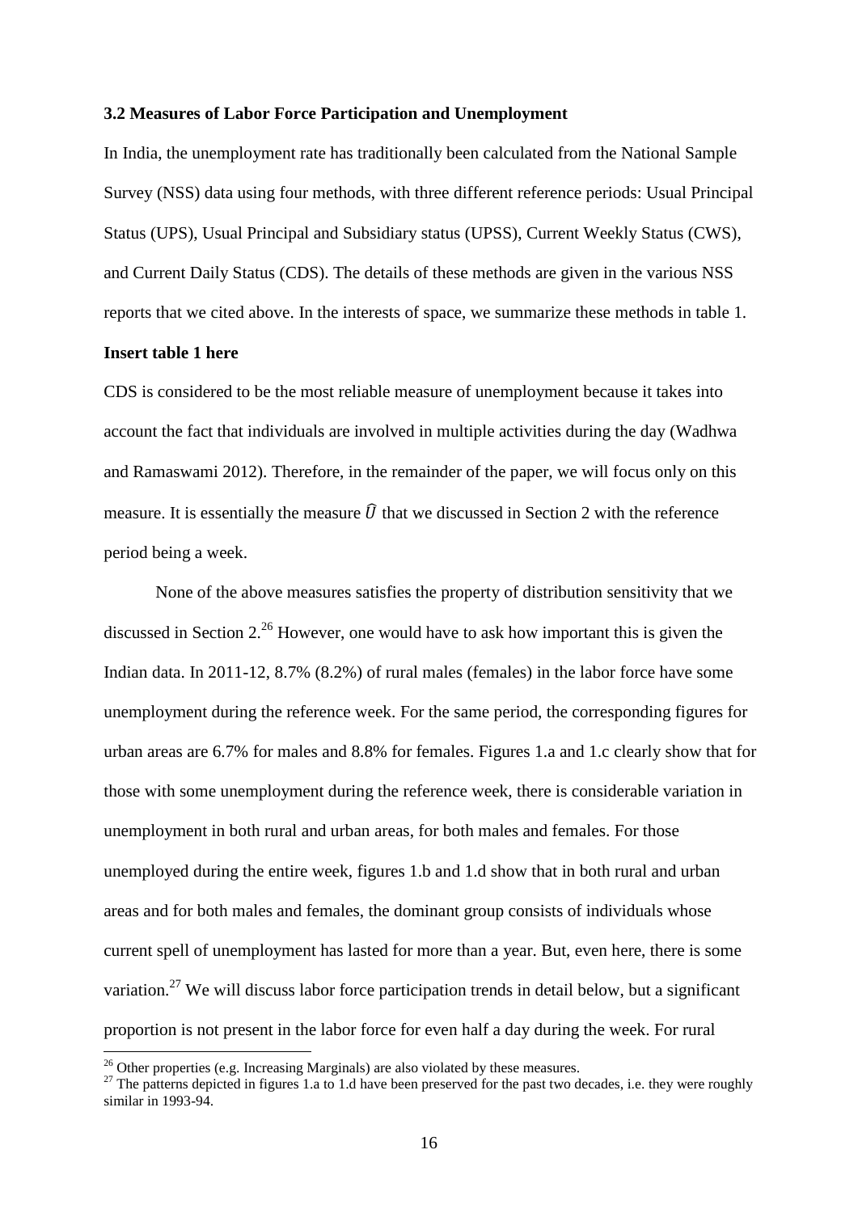### 3.2 Measures of Labor Force Participation and Unemployment

In India, the unemployment rate has traditionally been calculated from the National Sample Survey (NSS) data using four methods, with three different reference periods: Usual Principal Status (UPS), Usual Principal and Subsidiary status (UPSS), Current Weekly Status (CWS), and Current Daily Status (CDS). The details of these methods are given in the various NSS reports that we cited above. In the interests of space, we summarize these methods in table 1.

**Insert table 1 here**

CDS is considered to be the most reliable measure of unemployment because it takes into account the fact that individuals are involved in multiple activities during the day (Wadhwa and Ramaswami 2012). Therefore, in the remainder of the paper, we will focus only on this measure. It is essentially the measure $\widehat{U}$ that we discussed in Section 2 with the reference period being a week.

None of the above measures satisfies the property of distribution sensitivity that we discussed in Section 2.[26] However, one would have to ask how important this is given the Indian data. In 2011-12, 8.7% (8.2%) of rural males (females) in the labor force have some unemployment during the reference week. For the same period, the corresponding figures for urban areas are 6.7% for males and 8.8% for females. Figures 1.a and 1.c clearly show that for those with some unemployment during the reference week, there is considerable variation in unemployment in both rural and urban areas, for both males and females. For those unemployed during the entire week, figures 1.b and 1.d show that in both rural and urban areas and for both males and females, the dominant group consists of individuals whose current spell of unemployment has lasted for more than a year. But, even here, there is some variation.[27] We will discuss labor force participation trends in detail below, but a significant proportion is not present in the labor force for even half a day during the week. For rural

[26] Other properties (e.g. Increasing Marginals) are also violated by these measures.

[27] The patterns depicted in figures 1.a to 1.d have been preserved for the past two decades, i.e. they were roughly similar in 1993-94.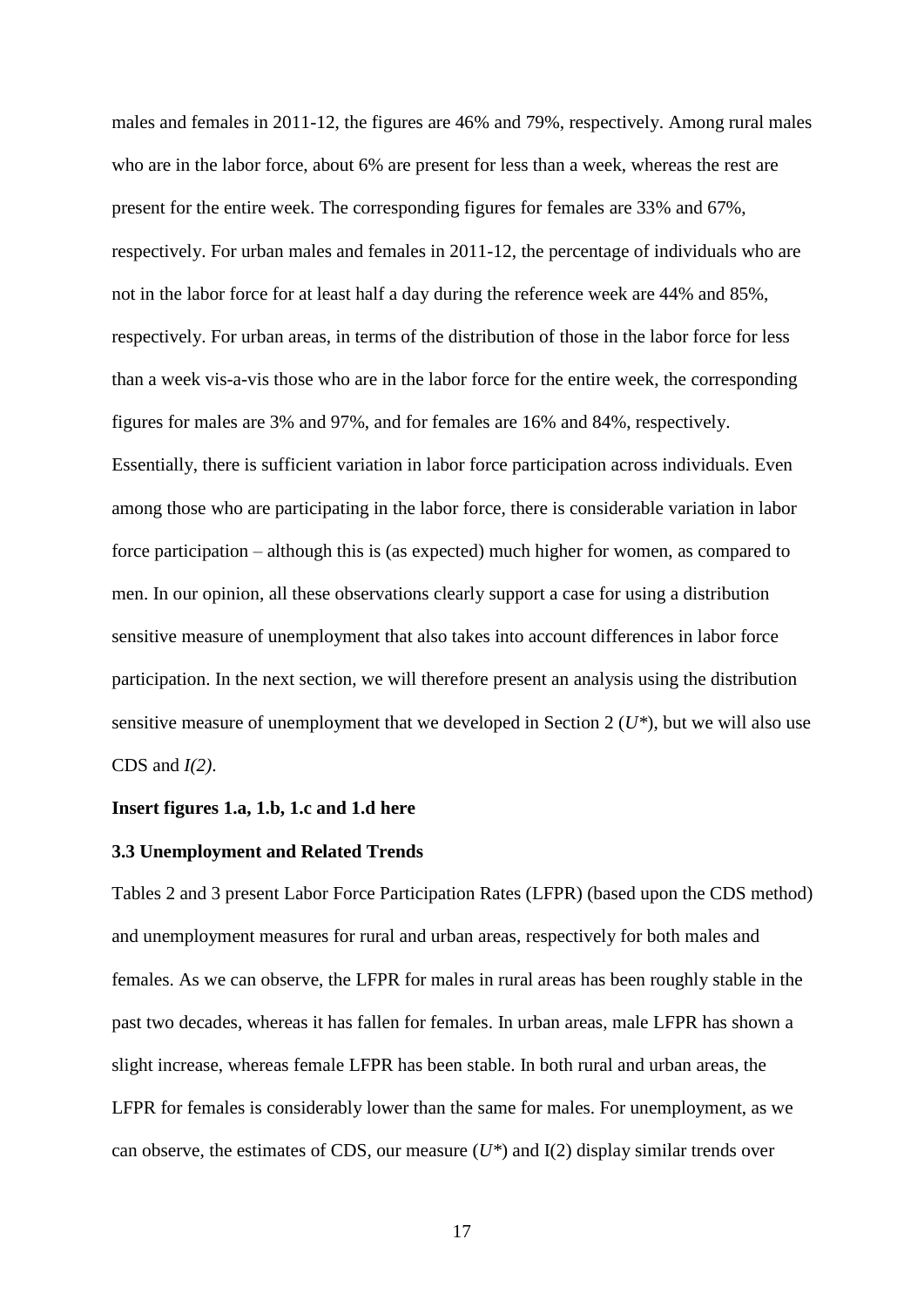males and females in 2011-12, the figures are 46% and 79%, respectively. Among rural males who are in the labor force, about 6% are present for less than a week, whereas the rest are present for the entire week. The corresponding figures for females are 33% and 67%, respectively. For urban males and females in 2011-12, the percentage of individuals who are not in the labor force for at least half a day during the reference week are 44% and 85%, respectively. For urban areas, in terms of the distribution of those in the labor force for less than a week vis-a-vis those who are in the labor force for the entire week, the corresponding figures for males are 3% and 97%, and for females are 16% and 84%, respectively. Essentially, there is sufficient variation in labor force participation across individuals. Even among those who are participating in the labor force, there is considerable variation in labor force participation – although this is (as expected) much higher for women, as compared to men. In our opinion, all these observations clearly support a case for using a distribution sensitive measure of unemployment that also takes into account differences in labor force participation. In the next section, we will therefore present an analysis using the distribution sensitive measure of unemployment that we developed in Section 2 ($U^*$), but we will also use CDS and $I(2)$.

**Insert figures 1.a, 1.b, 1.c and 1.d here**

### 3.3 Unemployment and Related Trends

Tables 2 and 3 present Labor Force Participation Rates (LFPR) (based upon the CDS method) and unemployment measures for rural and urban areas, respectively for both males and females. As we can observe, the LFPR for males in rural areas has been roughly stable in the past two decades, whereas it has fallen for females. In urban areas, male LFPR has shown a slight increase, whereas female LFPR has been stable. In both rural and urban areas, the LFPR for females is considerably lower than the same for males. For unemployment, as we can observe, the estimates of CDS, our measure ($U^*$) and I(2) display similar trends over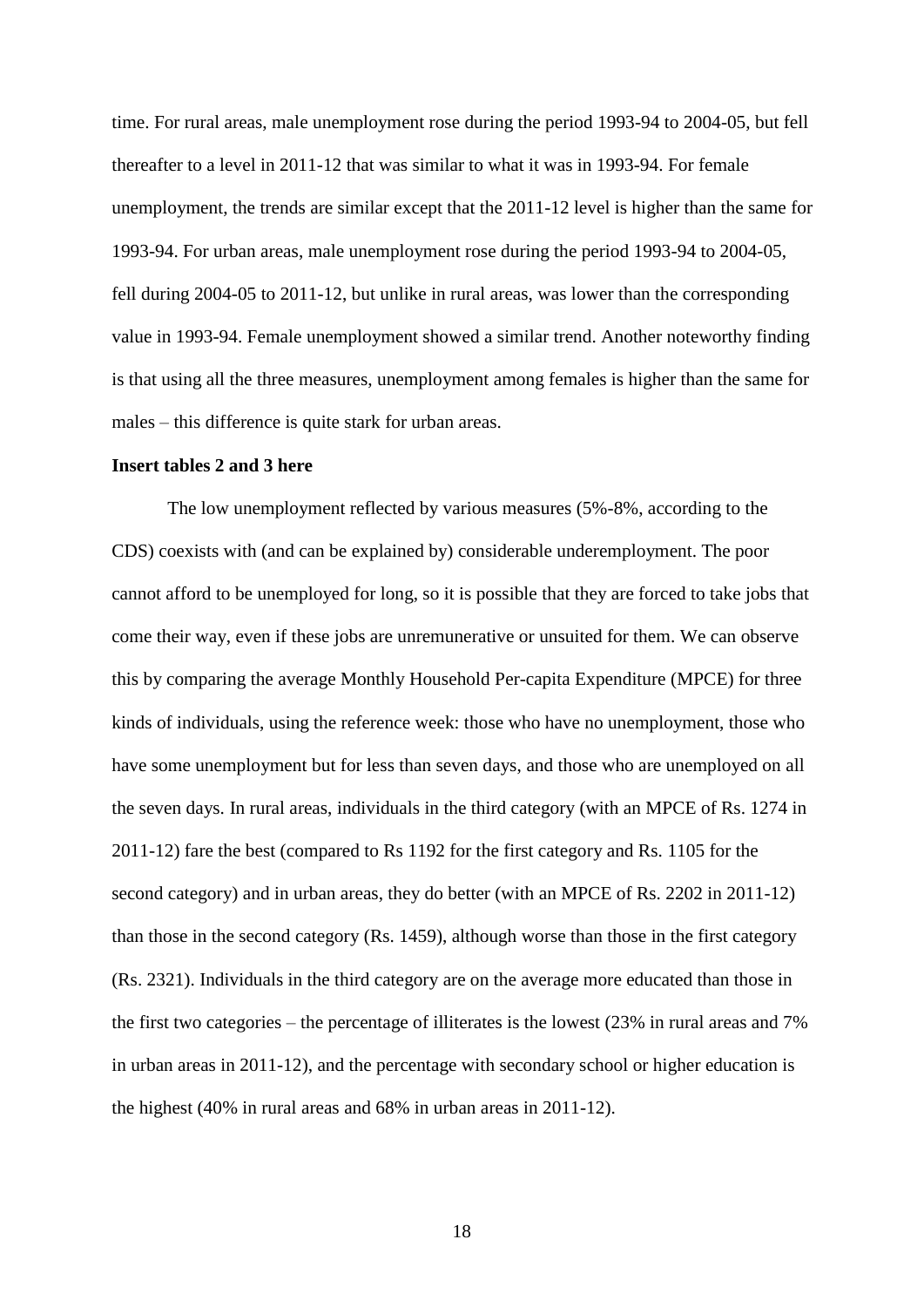time. For rural areas, male unemployment rose during the period 1993-94 to 2004-05, but fell thereafter to a level in 2011-12 that was similar to what it was in 1993-94. For female unemployment, the trends are similar except that the 2011-12 level is higher than the same for 1993-94. For urban areas, male unemployment rose during the period 1993-94 to 2004-05, fell during 2004-05 to 2011-12, but unlike in rural areas, was lower than the corresponding value in 1993-94. Female unemployment showed a similar trend. Another noteworthy finding is that using all the three measures, unemployment among females is higher than the same for males – this difference is quite stark for urban areas.

**Insert tables 2 and 3 here**

The low unemployment reflected by various measures (5%-8%, according to the CDS) coexists with (and can be explained by) considerable underemployment. The poor cannot afford to be unemployed for long, so it is possible that they are forced to take jobs that come their way, even if these jobs are unremunerative or unsuited for them. We can observe this by comparing the average Monthly Household Per-capita Expenditure (MPCE) for three kinds of individuals, using the reference week: those who have no unemployment, those who have some unemployment but for less than seven days, and those who are unemployed on all the seven days. In rural areas, individuals in the third category (with an MPCE of Rs. 1274 in 2011-12) fare the best (compared to Rs 1192 for the first category and Rs. 1105 for the second category) and in urban areas, they do better (with an MPCE of Rs. 2202 in 2011-12) than those in the second category (Rs. 1459), although worse than those in the first category (Rs. 2321). Individuals in the third category are on the average more educated than those in the first two categories – the percentage of illiterates is the lowest (23% in rural areas and 7% in urban areas in 2011-12), and the percentage with secondary school or higher education is the highest (40% in rural areas and 68% in urban areas in 2011-12).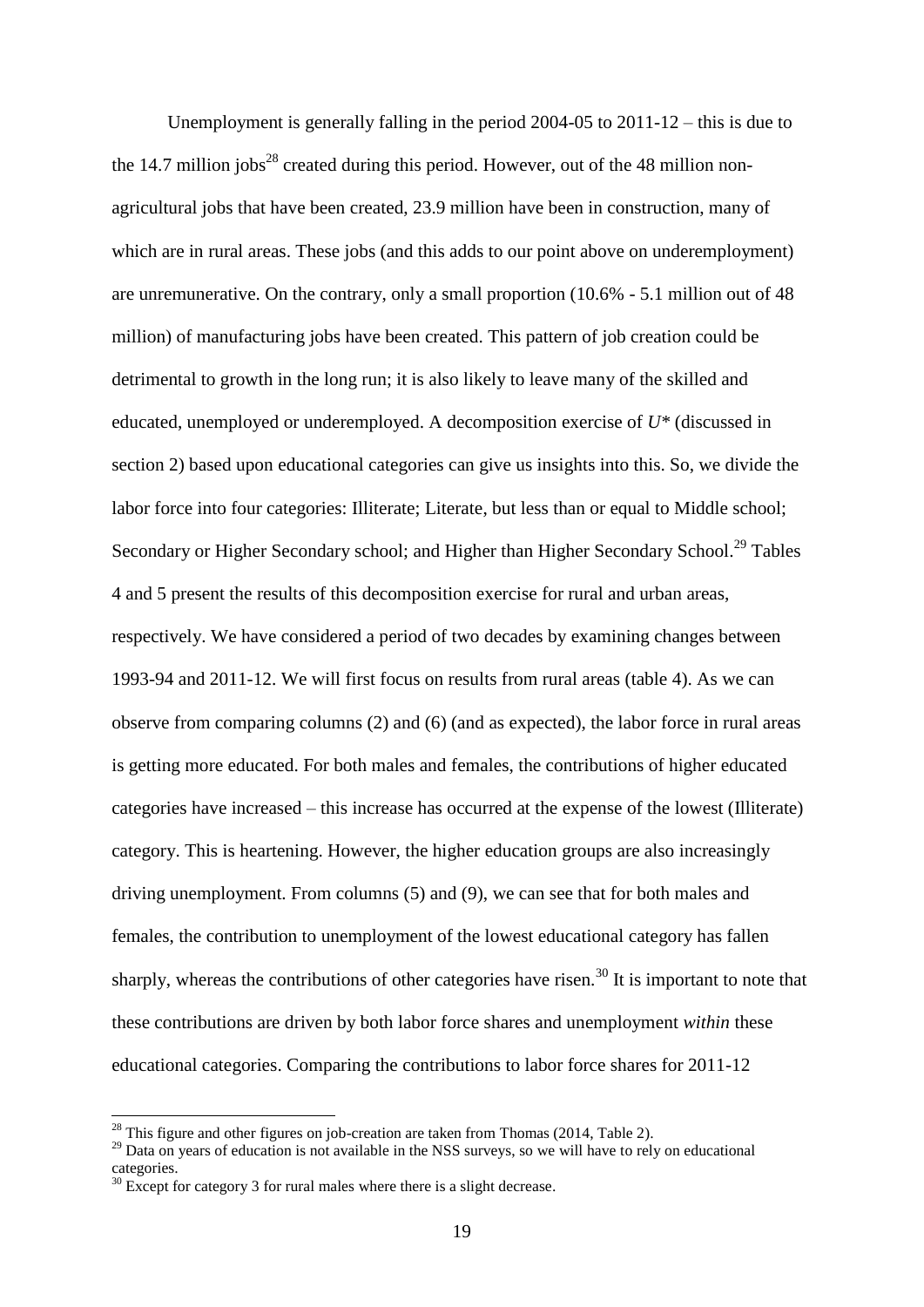Unemployment is generally falling in the period 2004-05 to 2011-12 – this is due to the 14.7 million jobs[28] created during this period. However, out of the 48 million non-agricultural jobs that have been created, 23.9 million have been in construction, many of which are in rural areas. These jobs (and this adds to our point above on underemployment) are unremunerative. On the contrary, only a small proportion (10.6% - 5.1 million out of 48 million) of manufacturing jobs have been created. This pattern of job creation could be detrimental to growth in the long run; it is also likely to leave many of the skilled and educated, unemployed or underemployed. A decomposition exercise of $U^*$ (discussed in section 2) based upon educational categories can give us insights into this. So, we divide the labor force into four categories: Illiterate; Literate, but less than or equal to Middle school; Secondary or Higher Secondary school; and Higher than Higher Secondary School.[29] Tables 4 and 5 present the results of this decomposition exercise for rural and urban areas, respectively. We have considered a period of two decades by examining changes between 1993-94 and 2011-12. We will first focus on results from rural areas (table 4). As we can observe from comparing columns (2) and (6) (and as expected), the labor force in rural areas is getting more educated. For both males and females, the contributions of higher educated categories have increased – this increase has occurred at the expense of the lowest (Illiterate) category. This is heartening. However, the higher education groups are also increasingly driving unemployment. From columns (5) and (9), we can see that for both males and females, the contribution to unemployment of the lowest educational category has fallen sharply, whereas the contributions of other categories have risen.[30] It is important to note that these contributions are driven by both labor force shares and unemployment *within* these educational categories. Comparing the contributions to labor force shares for 2011-12

[28] This figure and other figures on job-creation are taken from Thomas (2014, Table 2).

[29] Data on years of education is not available in the NSS surveys, so we will have to rely on educational categories.

[30] Except for category 3 for rural males where there is a slight decrease.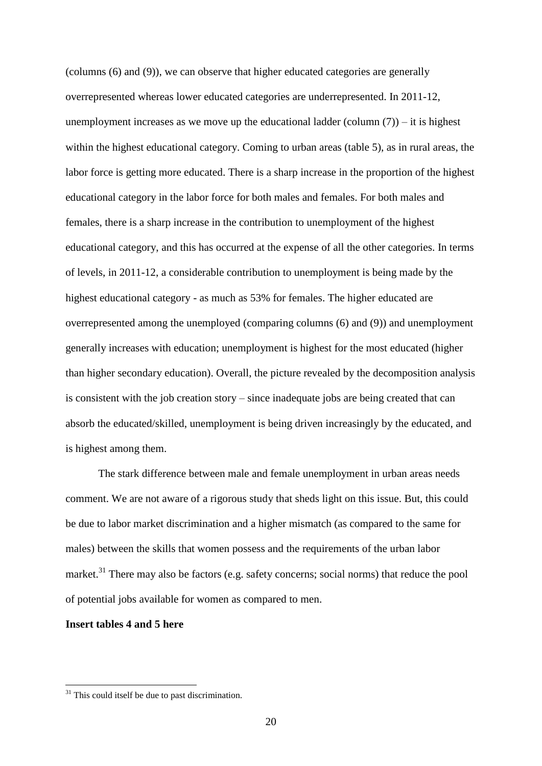(columns (6) and (9)), we can observe that higher educated categories are generally overrepresented whereas lower educated categories are underrepresented. In 2011-12, unemployment increases as we move up the educational ladder (column (7)) – it is highest within the highest educational category. Coming to urban areas (table 5), as in rural areas, the labor force is getting more educated. There is a sharp increase in the proportion of the highest educational category in the labor force for both males and females. For both males and females, there is a sharp increase in the contribution to unemployment of the highest educational category, and this has occurred at the expense of all the other categories. In terms of levels, in 2011-12, a considerable contribution to unemployment is being made by the highest educational category - as much as 53% for females. The higher educated are overrepresented among the unemployed (comparing columns (6) and (9)) and unemployment generally increases with education; unemployment is highest for the most educated (higher than higher secondary education). Overall, the picture revealed by the decomposition analysis is consistent with the job creation story – since inadequate jobs are being created that can absorb the educated/skilled, unemployment is being driven increasingly by the educated, and is highest among them.

The stark difference between male and female unemployment in urban areas needs comment. We are not aware of a rigorous study that sheds light on this issue. But, this could be due to labor market discrimination and a higher mismatch (as compared to the same for males) between the skills that women possess and the requirements of the urban labor market.[31] There may also be factors (e.g. safety concerns; social norms) that reduce the pool of potential jobs available for women as compared to men.

**Insert tables 4 and 5 here**

[31] This could itself be due to past discrimination.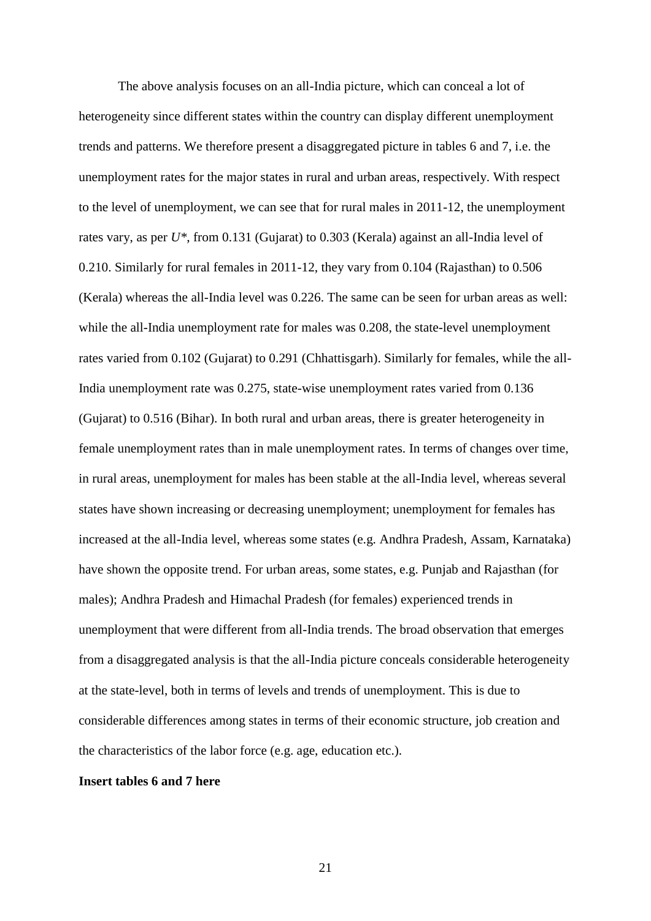The above analysis focuses on an all-India picture, which can conceal a lot of heterogeneity since different states within the country can display different unemployment trends and patterns. We therefore present a disaggregated picture in tables 6 and 7, i.e. the unemployment rates for the major states in rural and urban areas, respectively. With respect to the level of unemployment, we can see that for rural males in 2011-12, the unemployment rates vary, as per $U^*$, from 0.131 (Gujarat) to 0.303 (Kerala) against an all-India level of 0.210. Similarly for rural females in 2011-12, they vary from 0.104 (Rajasthan) to 0.506 (Kerala) whereas the all-India level was 0.226. The same can be seen for urban areas as well: while the all-India unemployment rate for males was 0.208, the state-level unemployment rates varied from 0.102 (Gujarat) to 0.291 (Chhattisgarh). Similarly for females, while the all-India unemployment rate was 0.275, state-wise unemployment rates varied from 0.136 (Gujarat) to 0.516 (Bihar). In both rural and urban areas, there is greater heterogeneity in female unemployment rates than in male unemployment rates. In terms of changes over time, in rural areas, unemployment for males has been stable at the all-India level, whereas several states have shown increasing or decreasing unemployment; unemployment for females has increased at the all-India level, whereas some states (e.g. Andhra Pradesh, Assam, Karnataka) have shown the opposite trend. For urban areas, some states, e.g. Punjab and Rajasthan (for males); Andhra Pradesh and Himachal Pradesh (for females) experienced trends in unemployment that were different from all-India trends. The broad observation that emerges from a disaggregated analysis is that the all-India picture conceals considerable heterogeneity at the state-level, both in terms of levels and trends of unemployment. This is due to considerable differences among states in terms of their economic structure, job creation and the characteristics of the labor force (e.g. age, education etc.).

**Insert tables 6 and 7 here**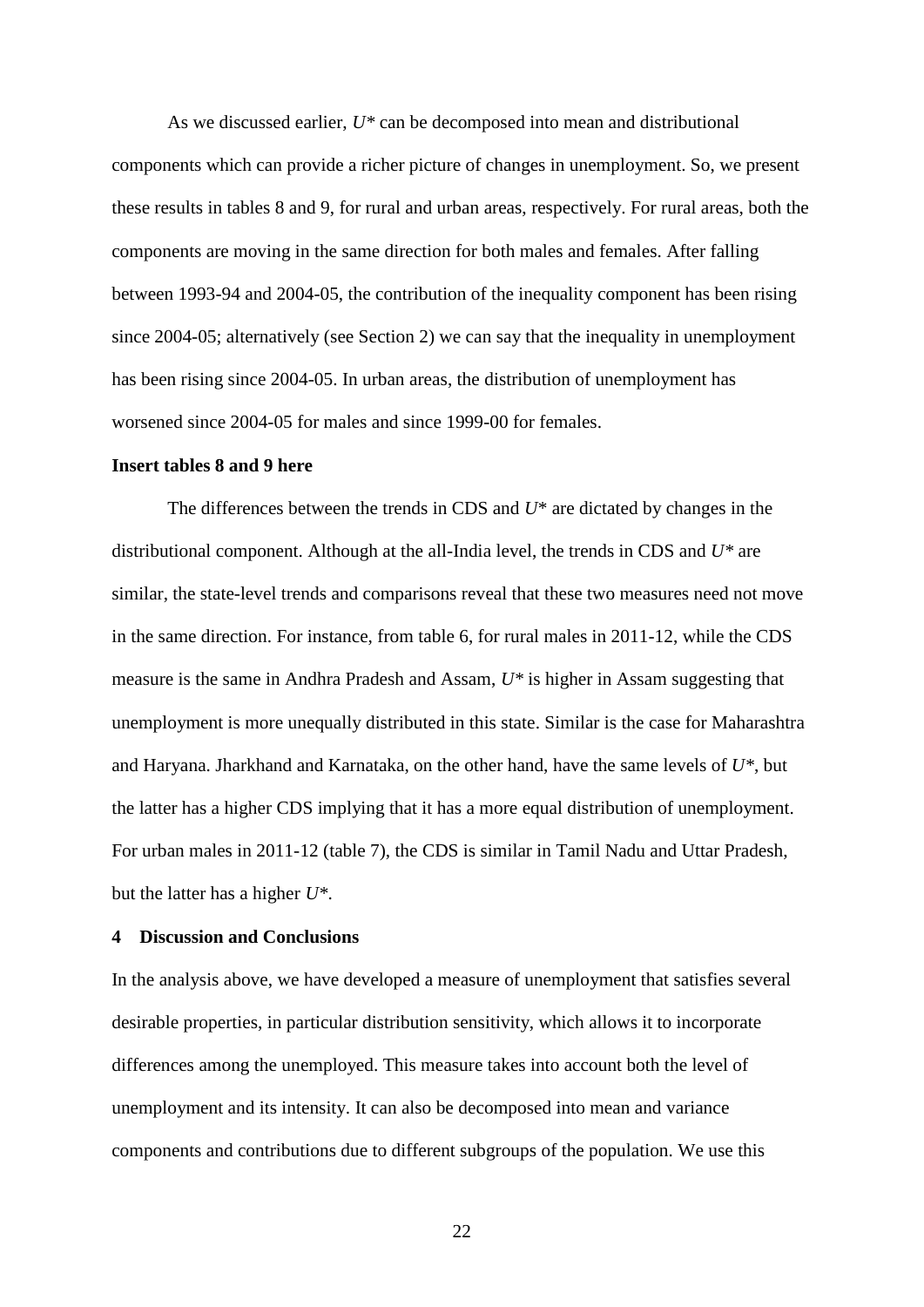As we discussed earlier, $U^*$ can be decomposed into mean and distributional components which can provide a richer picture of changes in unemployment. So, we present these results in tables 8 and 9, for rural and urban areas, respectively. For rural areas, both the components are moving in the same direction for both males and females. After falling between 1993-94 and 2004-05, the contribution of the inequality component has been rising since 2004-05; alternatively (see Section 2) we can say that the inequality in unemployment has been rising since 2004-05. In urban areas, the distribution of unemployment has worsened since 2004-05 for males and since 1999-00 for females.

**Insert tables 8 and 9 here**

The differences between the trends in CDS and $U^*$ are dictated by changes in the distributional component. Although at the all-India level, the trends in CDS and $U^*$ are similar, the state-level trends and comparisons reveal that these two measures need not move in the same direction. For instance, from table 6, for rural males in 2011-12, while the CDS measure is the same in Andhra Pradesh and Assam, $U^*$ is higher in Assam suggesting that unemployment is more unequally distributed in this state. Similar is the case for Maharashtra and Haryana. Jharkhand and Karnataka, on the other hand, have the same levels of $U^*$, but the latter has a higher CDS implying that it has a more equal distribution of unemployment. For urban males in 2011-12 (table 7), the CDS is similar in Tamil Nadu and Uttar Pradesh, but the latter has a higher $U^*$.

## 4 Discussion and Conclusions

In the analysis above, we have developed a measure of unemployment that satisfies several desirable properties, in particular distribution sensitivity, which allows it to incorporate differences among the unemployed. This measure takes into account both the level of unemployment and its intensity. It can also be decomposed into mean and variance components and contributions due to different subgroups of the population. We use this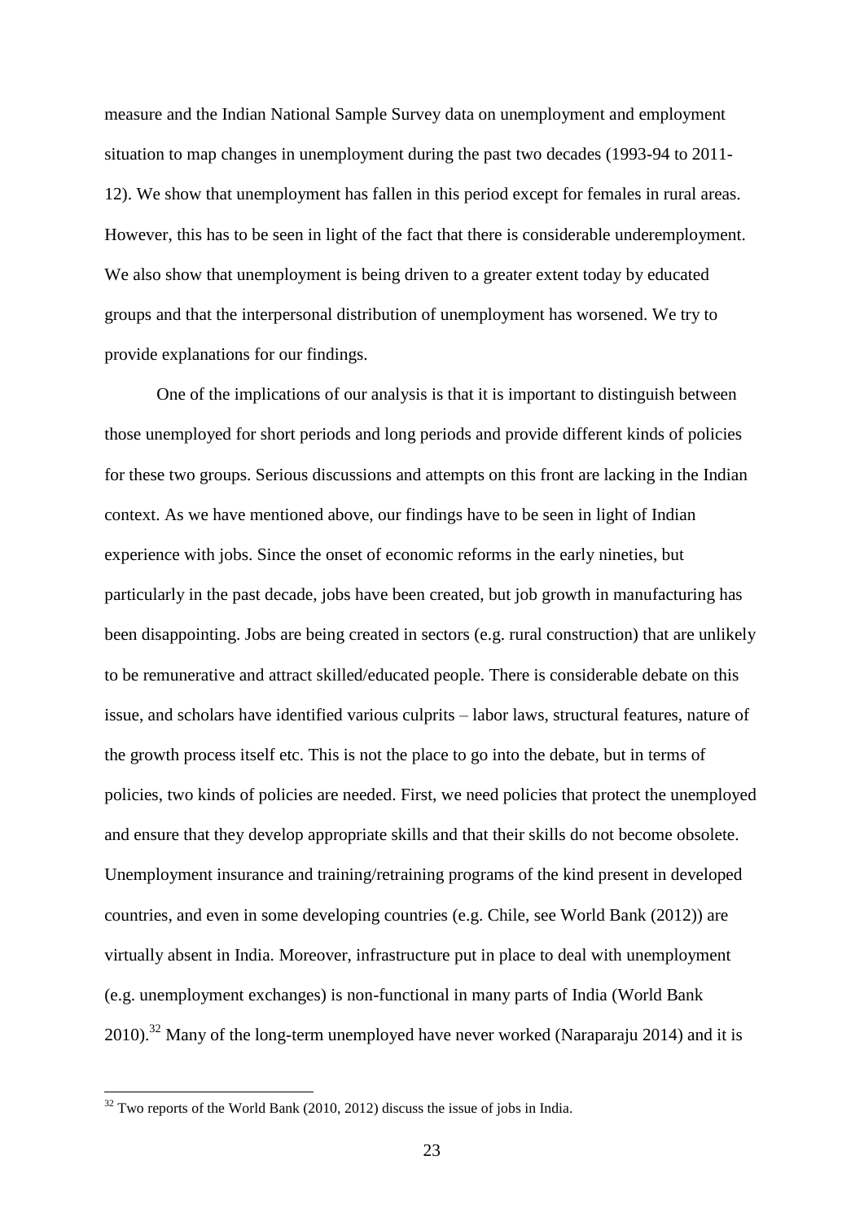measure and the Indian National Sample Survey data on unemployment and employment situation to map changes in unemployment during the past two decades (1993-94 to 2011-12). We show that unemployment has fallen in this period except for females in rural areas. However, this has to be seen in light of the fact that there is considerable underemployment. We also show that unemployment is being driven to a greater extent today by educated groups and that the interpersonal distribution of unemployment has worsened. We try to provide explanations for our findings.

One of the implications of our analysis is that it is important to distinguish between those unemployed for short periods and long periods and provide different kinds of policies for these two groups. Serious discussions and attempts on this front are lacking in the Indian context. As we have mentioned above, our findings have to be seen in light of Indian experience with jobs. Since the onset of economic reforms in the early nineties, but particularly in the past decade, jobs have been created, but job growth in manufacturing has been disappointing. Jobs are being created in sectors (e.g. rural construction) that are unlikely to be remunerative and attract skilled/educated people. There is considerable debate on this issue, and scholars have identified various culprits – labor laws, structural features, nature of the growth process itself etc. This is not the place to go into the debate, but in terms of policies, two kinds of policies are needed. First, we need policies that protect the unemployed and ensure that they develop appropriate skills and that their skills do not become obsolete. Unemployment insurance and training/retraining programs of the kind present in developed countries, and even in some developing countries (e.g. Chile, see World Bank (2012)) are virtually absent in India. Moreover, infrastructure put in place to deal with unemployment (e.g. unemployment exchanges) is non-functional in many parts of India (World Bank 2010).[32] Many of the long-term unemployed have never worked (Naraparaju 2014) and it is

[32] Two reports of the World Bank (2010, 2012) discuss the issue of jobs in India.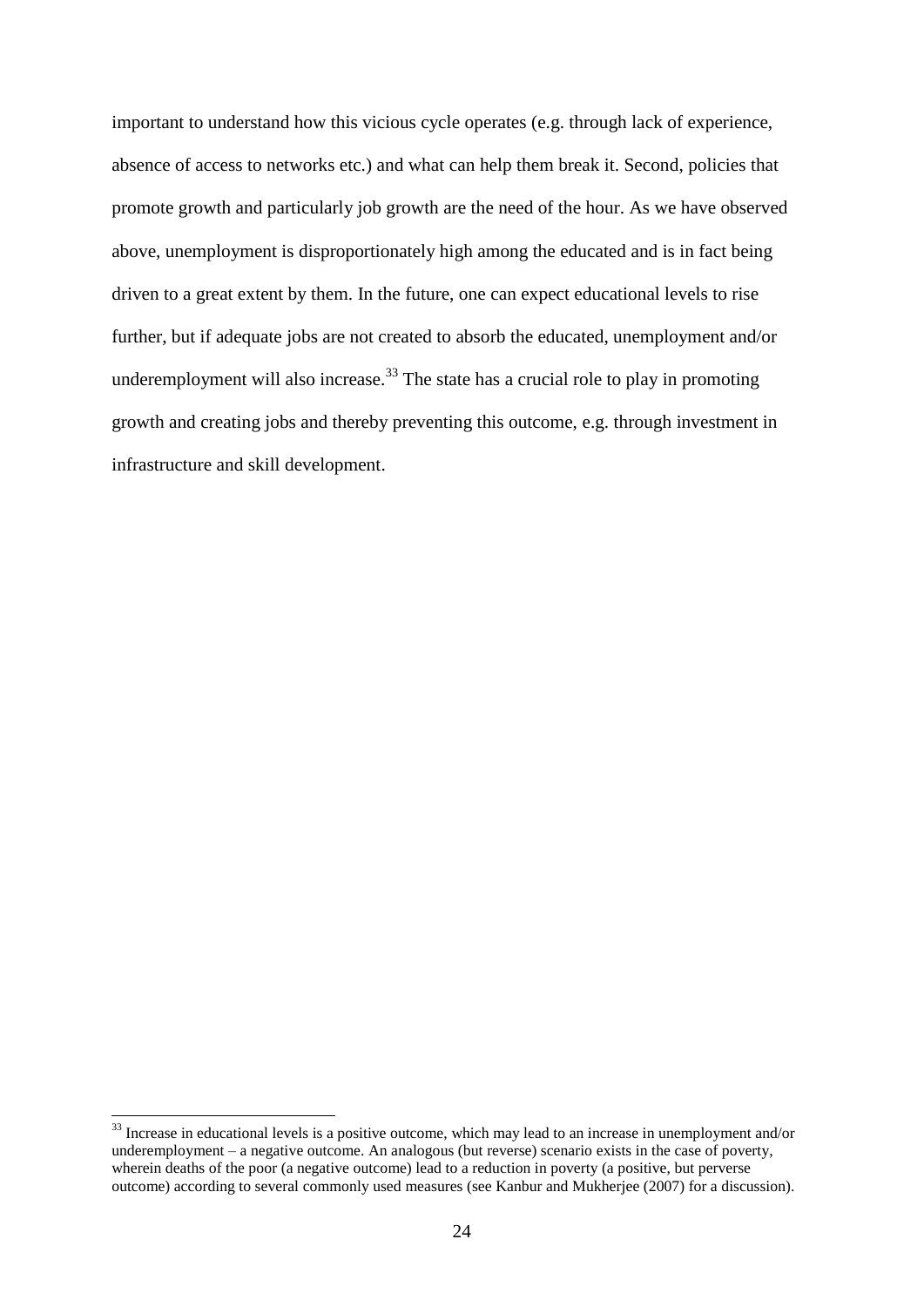important to understand how this vicious cycle operates (e.g. through lack of experience, absence of access to networks etc.) and what can help them break it. Second, policies that promote growth and particularly job growth are the need of the hour. As we have observed above, unemployment is disproportionately high among the educated and is in fact being driven to a great extent by them. In the future, one can expect educational levels to rise further, but if adequate jobs are not created to absorb the educated, unemployment and/or underemployment will also increase.[33] The state has a crucial role to play in promoting growth and creating jobs and thereby preventing this outcome, e.g. through investment in infrastructure and skill development.

---

[33] Increase in educational levels is a positive outcome, which may lead to an increase in unemployment and/or underemployment – a negative outcome. An analogous (but reverse) scenario exists in the case of poverty, wherein deaths of the poor (a negative outcome) lead to a reduction in poverty (a positive, but perverse outcome) according to several commonly used measures (see Kanbur and Mukherjee (2007) for a discussion).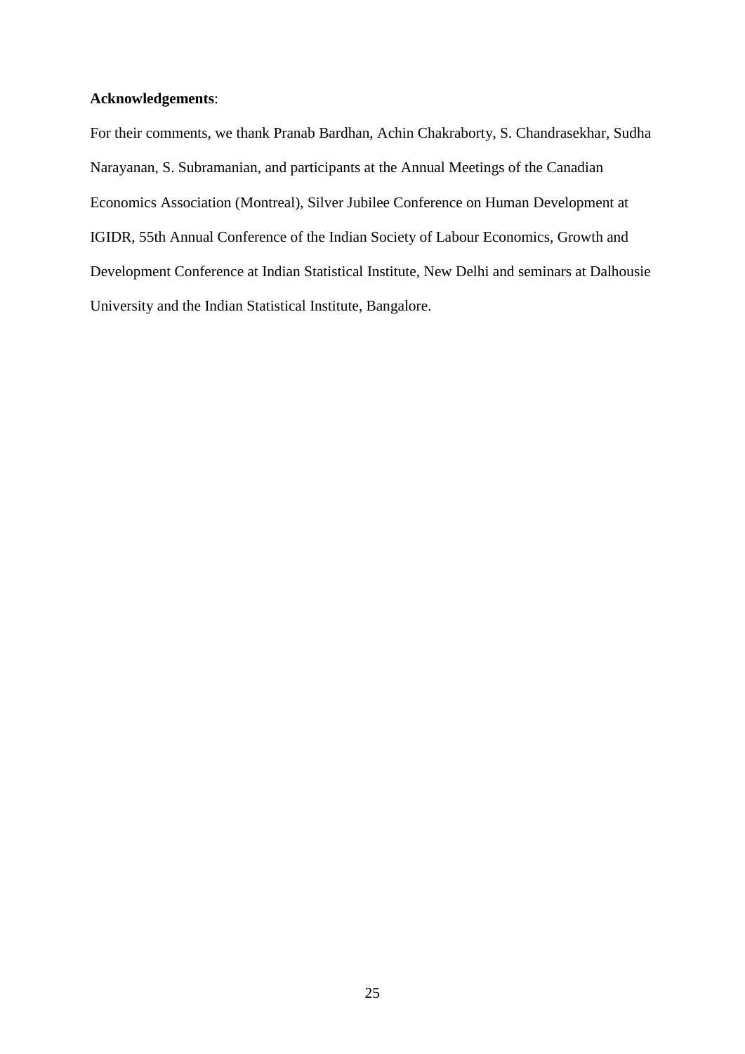**Acknowledgements**:

For their comments, we thank Pranab Bardhan, Achin Chakraborty, S. Chandrasekhar, Sudha Narayanan, S. Subramanian, and participants at the Annual Meetings of the Canadian Economics Association (Montreal), Silver Jubilee Conference on Human Development at IGIDR, 55th Annual Conference of the Indian Society of Labour Economics, Growth and Development Conference at Indian Statistical Institute, New Delhi and seminars at Dalhousie University and the Indian Statistical Institute, Bangalore.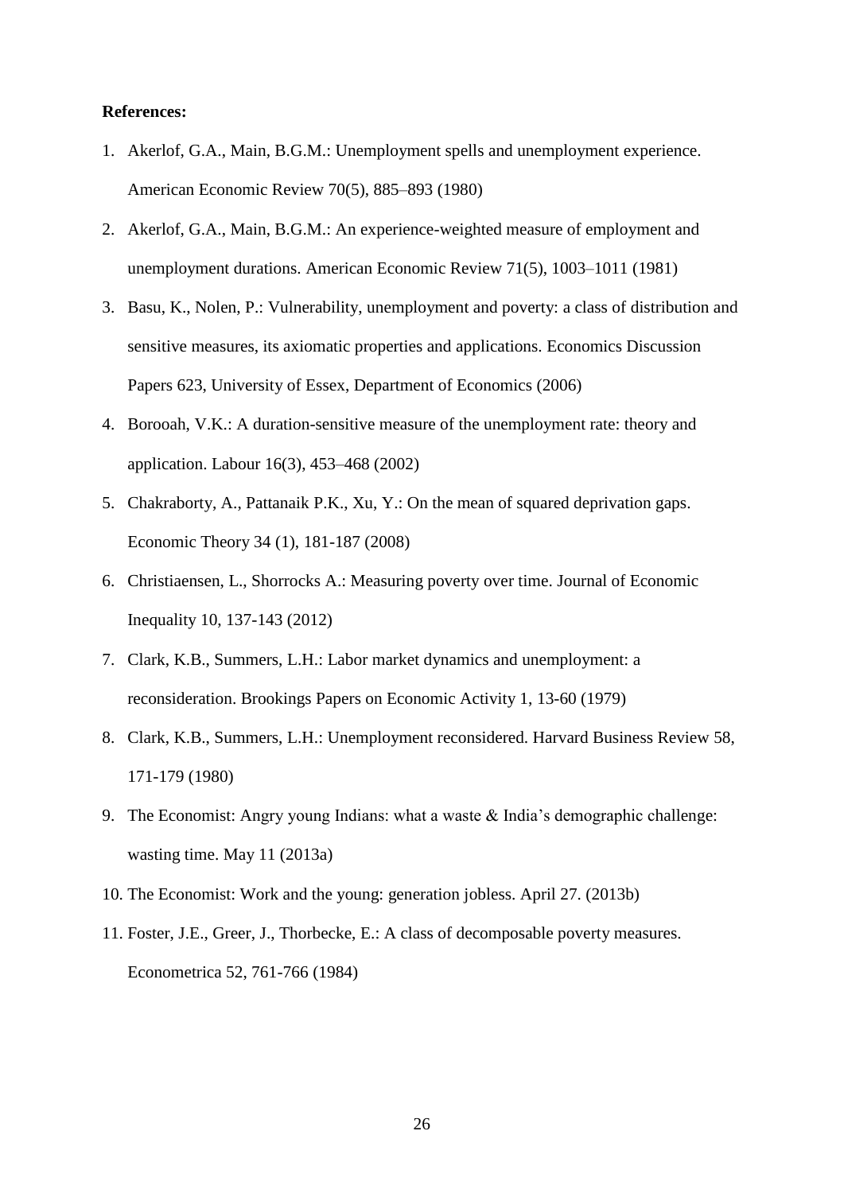**References:**

1. Akerlof, G.A., Main, B.G.M.: Unemployment spells and unemployment experience. American Economic Review 70(5), 885–893 (1980)
2. Akerlof, G.A., Main, B.G.M.: An experience-weighted measure of employment and unemployment durations. American Economic Review 71(5), 1003–1011 (1981)
3. Basu, K., Nolen, P.: Vulnerability, unemployment and poverty: a class of distribution and sensitive measures, its axiomatic properties and applications. Economics Discussion Papers 623, University of Essex, Department of Economics (2006)
4. Borooah, V.K.: A duration-sensitive measure of the unemployment rate: theory and application. Labour 16(3), 453–468 (2002)
5. Chakraborty, A., Pattanaik P.K., Xu, Y.: On the mean of squared deprivation gaps. Economic Theory 34 (1), 181-187 (2008)
6. Christiaensen, L., Shorrocks A.: Measuring poverty over time. Journal of Economic Inequality 10, 137-143 (2012)
7. Clark, K.B., Summers, L.H.: Labor market dynamics and unemployment: a reconsideration. Brookings Papers on Economic Activity 1, 13-60 (1979)
8. Clark, K.B., Summers, L.H.: Unemployment reconsidered. Harvard Business Review 58, 171-179 (1980)
9. The Economist: Angry young Indians: what a waste & India's demographic challenge: wasting time. May 11 (2013a)
10. The Economist: Work and the young: generation jobless. April 27. (2013b)
11. Foster, J.E., Greer, J., Thorbecke, E.: A class of decomposable poverty measures. Econometrica 52, 761-766 (1984)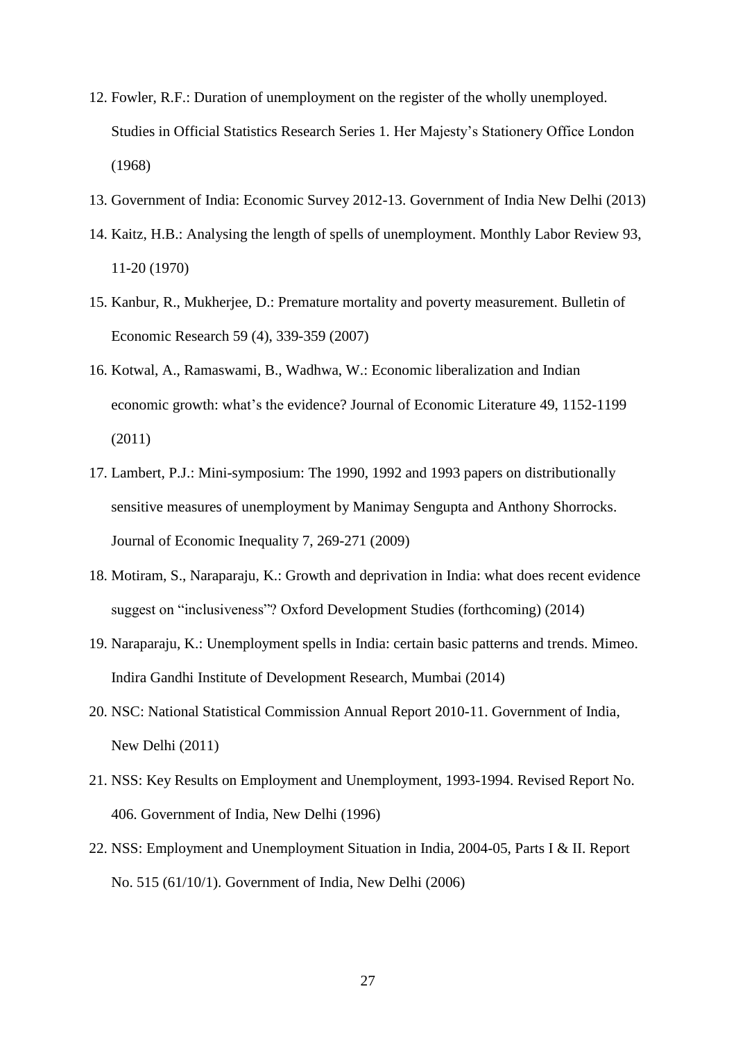12. Fowler, R.F.: Duration of unemployment on the register of the wholly unemployed. Studies in Official Statistics Research Series 1. Her Majesty's Stationery Office London (1968)
13. Government of India: Economic Survey 2012-13. Government of India New Delhi (2013)
14. Kaitz, H.B.: Analysing the length of spells of unemployment. Monthly Labor Review 93, 11-20 (1970)
15. Kanbur, R., Mukherjee, D.: Premature mortality and poverty measurement. Bulletin of Economic Research 59 (4), 339-359 (2007)
16. Kotwal, A., Ramaswami, B., Wadhwa, W.: Economic liberalization and Indian economic growth: what's the evidence? Journal of Economic Literature 49, 1152-1199 (2011)
17. Lambert, P.J.: Mini-symposium: The 1990, 1992 and 1993 papers on distributionally sensitive measures of unemployment by Manimay Sengupta and Anthony Shorrocks. Journal of Economic Inequality 7, 269-271 (2009)
18. Motiram, S., Naraparaju, K.: Growth and deprivation in India: what does recent evidence suggest on "inclusiveness"? Oxford Development Studies (forthcoming) (2014)
19. Naraparaju, K.: Unemployment spells in India: certain basic patterns and trends. Mimeo. Indira Gandhi Institute of Development Research, Mumbai (2014)
20. NSC: National Statistical Commission Annual Report 2010-11. Government of India, New Delhi (2011)
21. NSS: Key Results on Employment and Unemployment, 1993-1994. Revised Report No. 406. Government of India, New Delhi (1996)
22. NSS: Employment and Unemployment Situation in India, 2004-05, Parts I & II. Report No. 515 (61/10/1). Government of India, New Delhi (2006)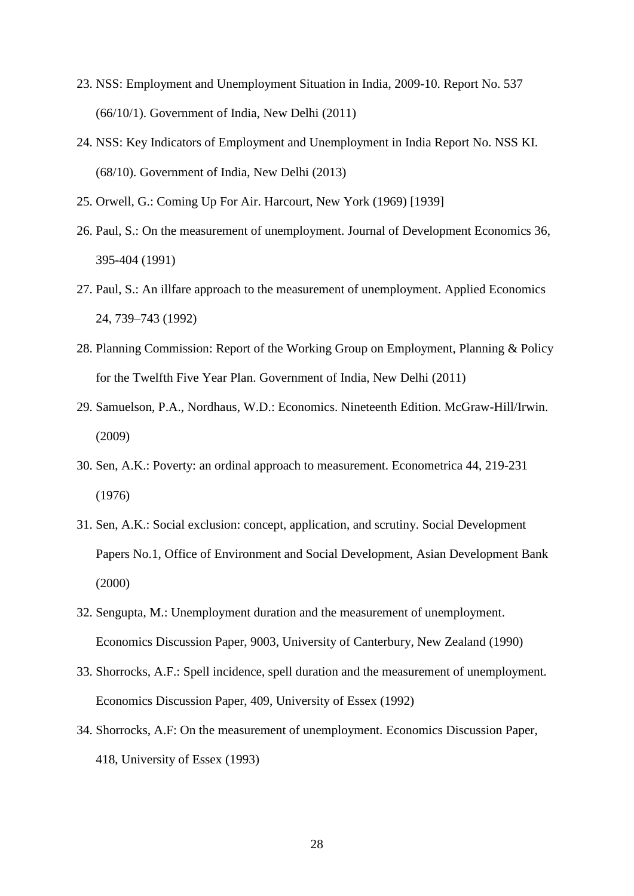23. NSS: Employment and Unemployment Situation in India, 2009-10. Report No. 537 (66/10/1). Government of India, New Delhi (2011)
24. NSS: Key Indicators of Employment and Unemployment in India Report No. NSS KI. (68/10). Government of India, New Delhi (2013)
25. Orwell, G.: Coming Up For Air. Harcourt, New York (1969) [1939]
26. Paul, S.: On the measurement of unemployment. Journal of Development Economics 36, 395-404 (1991)
27. Paul, S.: An illfare approach to the measurement of unemployment. Applied Economics 24, 739–743 (1992)
28. Planning Commission: Report of the Working Group on Employment, Planning & Policy for the Twelfth Five Year Plan. Government of India, New Delhi (2011)
29. Samuelson, P.A., Nordhaus, W.D.: Economics. Nineteenth Edition. McGraw-Hill/Irwin. (2009)
30. Sen, A.K.: Poverty: an ordinal approach to measurement. Econometrica 44, 219-231 (1976)
31. Sen, A.K.: Social exclusion: concept, application, and scrutiny. Social Development Papers No.1, Office of Environment and Social Development, Asian Development Bank (2000)
32. Sengupta, M.: Unemployment duration and the measurement of unemployment. Economics Discussion Paper, 9003, University of Canterbury, New Zealand (1990)
33. Shorrocks, A.F.: Spell incidence, spell duration and the measurement of unemployment. Economics Discussion Paper, 409, University of Essex (1992)
34. Shorrocks, A.F: On the measurement of unemployment. Economics Discussion Paper, 418, University of Essex (1993)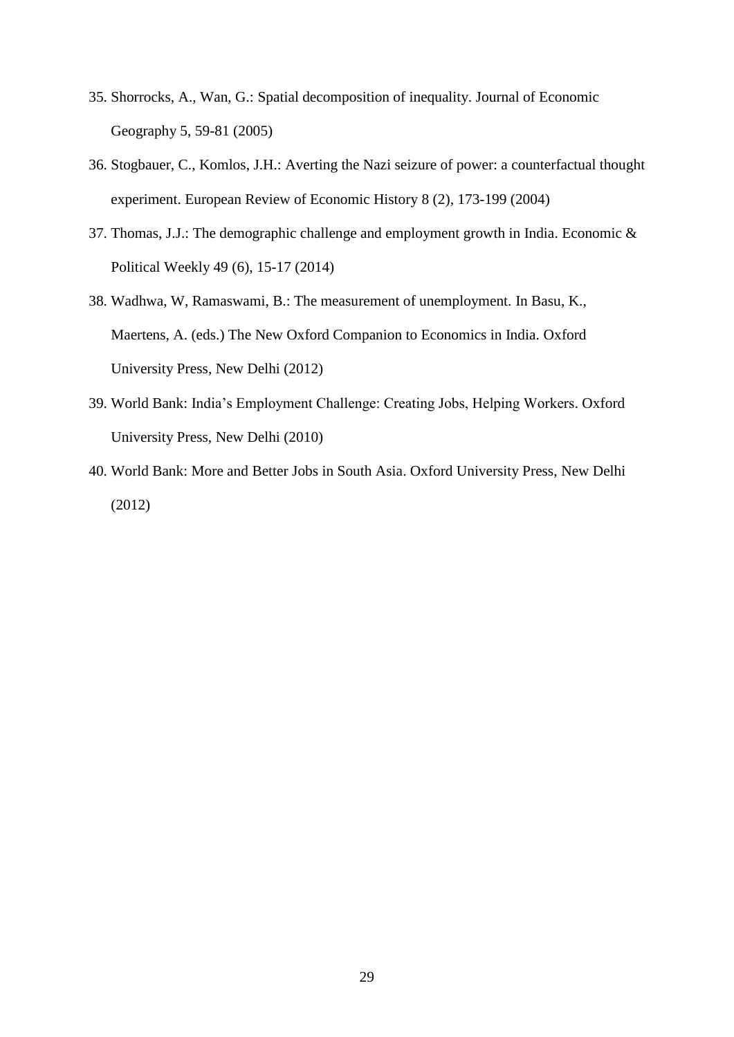35. Shorrocks, A., Wan, G.: Spatial decomposition of inequality. Journal of Economic Geography 5, 59-81 (2005)
36. Stogbauer, C., Komlos, J.H.: Averting the Nazi seizure of power: a counterfactual thought experiment. European Review of Economic History 8 (2), 173-199 (2004)
37. Thomas, J.J.: The demographic challenge and employment growth in India. Economic & Political Weekly 49 (6), 15-17 (2014)
38. Wadhwa, W, Ramaswami, B.: The measurement of unemployment. In Basu, K., Maertens, A. (eds.) The New Oxford Companion to Economics in India. Oxford University Press, New Delhi (2012)
39. World Bank: India's Employment Challenge: Creating Jobs, Helping Workers. Oxford University Press, New Delhi (2010)
40. World Bank: More and Better Jobs in South Asia. Oxford University Press, New Delhi (2012)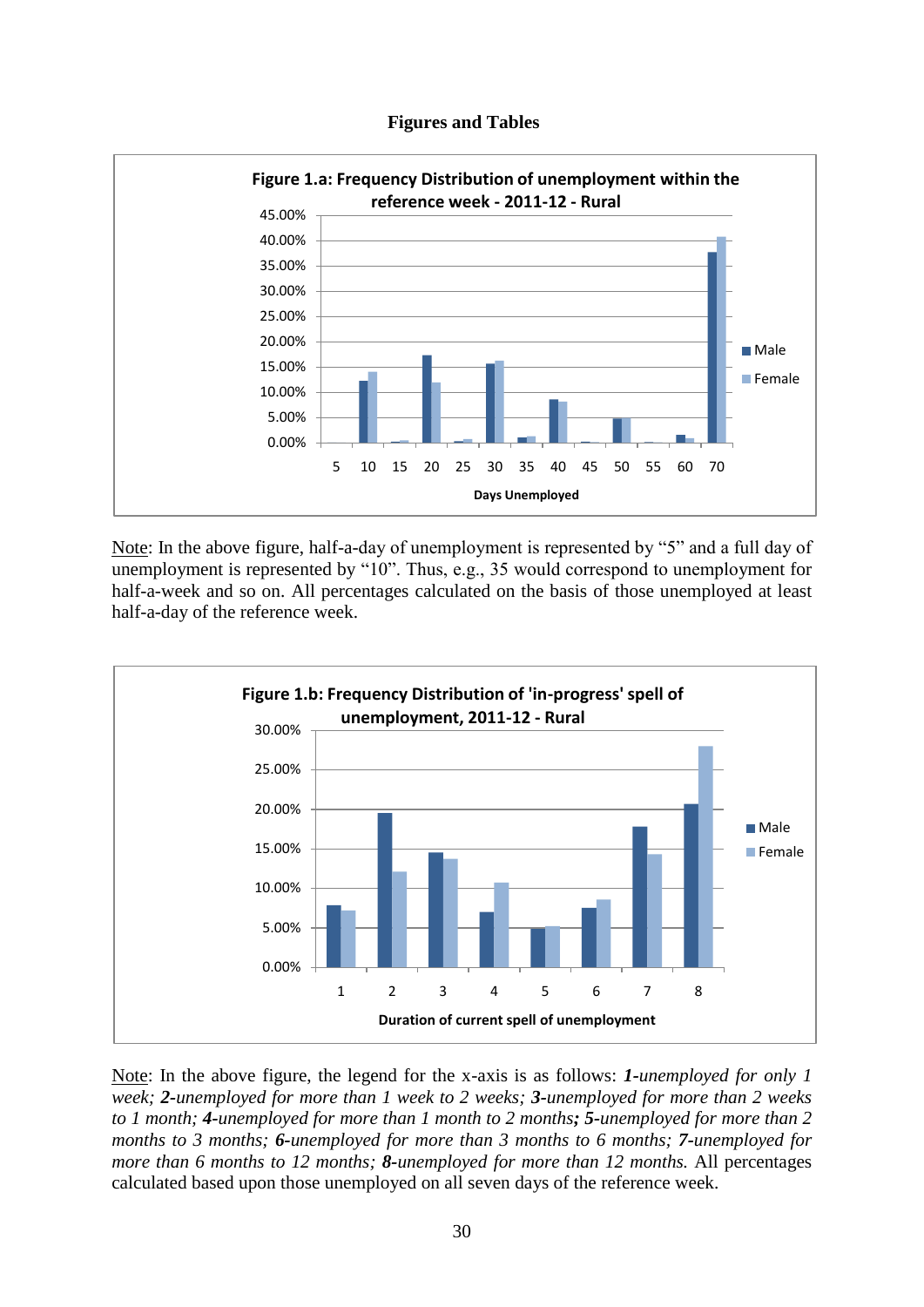## Figures and Tables

**Figure 1.a: Frequency Distribution of unemployment within the reference week - 2011-12 - Rural**

Note: In the above figure, half-a-day of unemployment is represented by "5" and a full day of unemployment is represented by "10". Thus, e.g., 35 would correspond to unemployment for half-a-week and so on. All percentages calculated on the basis of those unemployed at least half-a-day of the reference week.

**Figure 1.b: Frequency Distribution of 'in-progress' spell of unemployment, 2011-12 - Rural**

Note: In the above figure, the legend for the x-axis is as follows: ***1****-unemployed for only 1 week;* ***2****-unemployed for more than 1 week to 2 weeks;* ***3****-unemployed for more than 2 weeks to 1 month;* ***4****-unemployed for more than 1 month to 2 months****;*** ***5****-unemployed for more than 2 months to 3 months;* ***6****-unemployed for more than 3 months to 6 months;* ***7****-unemployed for more than 6 months to 12 months;* ***8****-unemployed for more than 12 months.* All percentages calculated based upon those unemployed on all seven days of the reference week.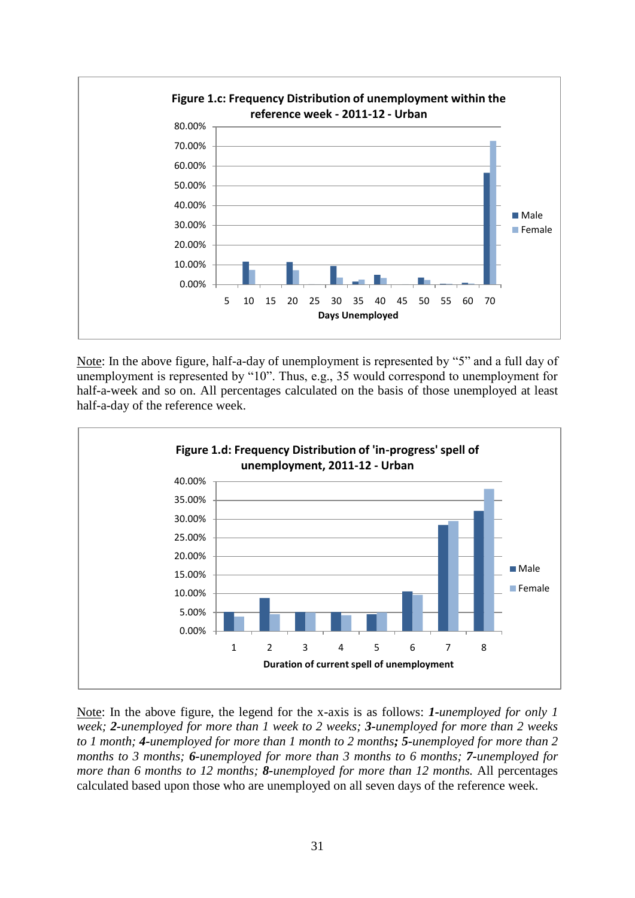**Figure 1.c: Frequency Distribution of unemployment within the reference week - 2011-12 - Urban**

Note: In the above figure, half-a-day of unemployment is represented by "5" and a full day of unemployment is represented by "10". Thus, e.g., 35 would correspond to unemployment for half-a-week and so on. All percentages calculated on the basis of those unemployed at least half-a-day of the reference week.

**Figure 1.d: Frequency Distribution of 'in-progress' spell of unemployment, 2011-12 - Urban**

Note: In the above figure, the legend for the x-axis is as follows: ***1****-unemployed for only 1 week;* ***2****-unemployed for more than 1 week to 2 weeks;* ***3****-unemployed for more than 2 weeks to 1 month;* ***4****-unemployed for more than 1 month to 2 months****;*** ***5****-unemployed for more than 2 months to 3 months;* ***6****-unemployed for more than 3 months to 6 months;* ***7****-unemployed for more than 6 months to 12 months;* ***8****-unemployed for more than 12 months.* All percentages calculated based upon those who are unemployed on all seven days of the reference week.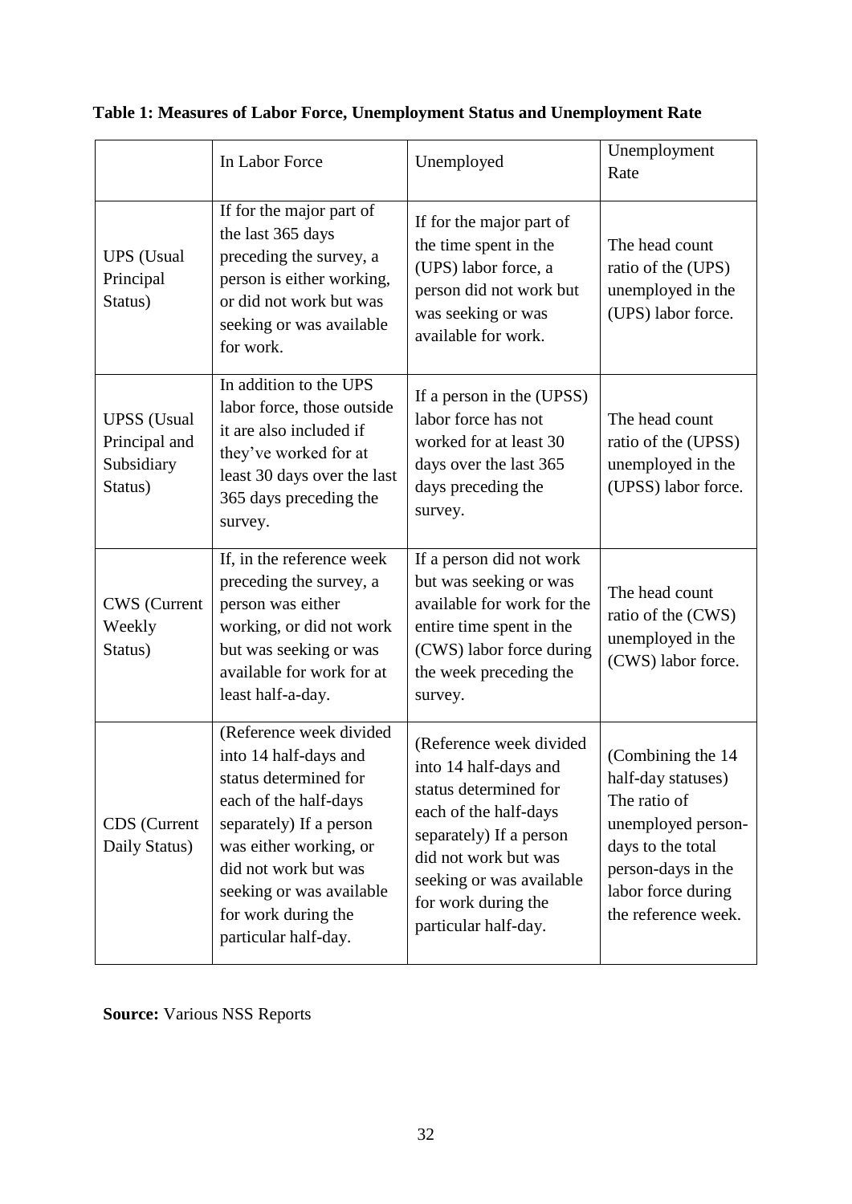**Table 1: Measures of Labor Force, Unemployment Status and Unemployment Rate**

| | In Labor Force | Unemployed | Unemployment Rate |
|---|---|---|---|
| UPS (Usual Principal Status) | If for the major part of the last 365 days preceding the survey, a person is either working, or did not work but was seeking or was available for work. | If for the major part of the time spent in the (UPS) labor force, a person did not work but was seeking or was available for work. | The head count ratio of the (UPS) unemployed in the (UPS) labor force. |
| UPSS (Usual Principal and Subsidiary Status) | In addition to the UPS labor force, those outside it are also included if they've worked for at least 30 days over the last 365 days preceding the survey. | If a person in the (UPSS) labor force has not worked for at least 30 days over the last 365 days preceding the survey. | The head count ratio of the (UPSS) unemployed in the (UPSS) labor force. |
| CWS (Current Weekly Status) | If, in the reference week preceding the survey, a person was either working, or did not work but was seeking or was available for work for at least half-a-day. | If a person did not work but was seeking or was available for work for the entire time spent in the (CWS) labor force during the week preceding the survey. | The head count ratio of the (CWS) unemployed in the (CWS) labor force. |
| CDS (Current Daily Status) | (Reference week divided into 14 half-days and status determined for each of the half-days separately) If a person was either working, or did not work but was seeking or was available for work during the particular half-day. | (Reference week divided into 14 half-days and status determined for each of the half-days separately) If a person did not work but was seeking or was available for work during the particular half-day. | (Combining the 14 half-day statuses) The ratio of unemployed person-days to the total person-days in the labor force during the reference week. |

**Source:** Various NSS Reports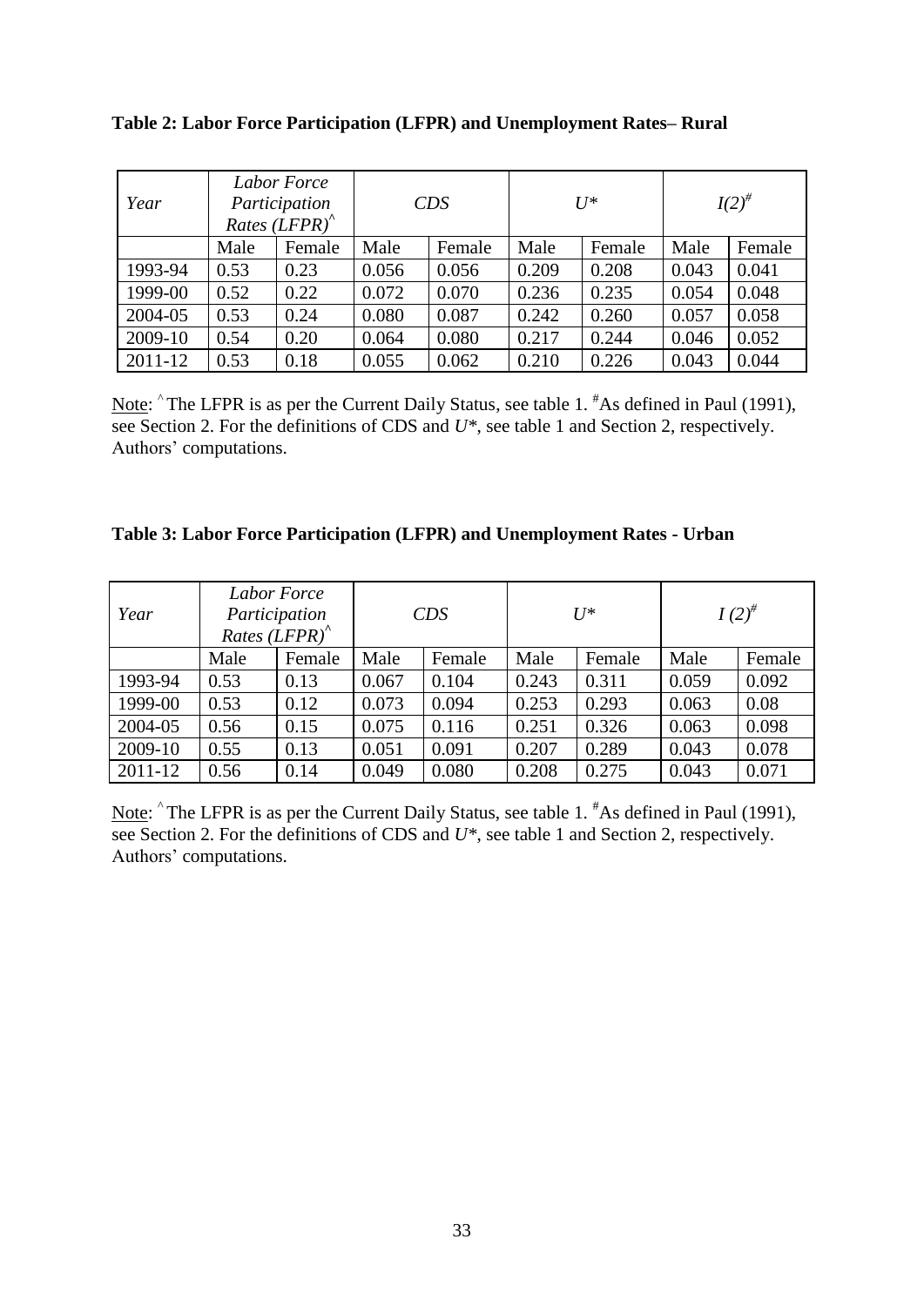**Table 2: Labor Force Participation (LFPR) and Unemployment Rates– Rural**

| *Year* | *Labor Force Participation Rates (LFPR)*^ | | *CDS* | | *U\** | | *I(2)*# | |
|---|---|---|---|---|---|---|---|---|
| | Male | Female | Male | Female | Male | Female | Male | Female |
| 1993-94 | 0.53 | 0.23 | 0.056 | 0.056 | 0.209 | 0.208 | 0.043 | 0.041 |
| 1999-00 | 0.52 | 0.22 | 0.072 | 0.070 | 0.236 | 0.235 | 0.054 | 0.048 |
| 2004-05 | 0.53 | 0.24 | 0.080 | 0.087 | 0.242 | 0.260 | 0.057 | 0.058 |
| 2009-10 | 0.54 | 0.20 | 0.064 | 0.080 | 0.217 | 0.244 | 0.046 | 0.052 |
| 2011-12 | 0.53 | 0.18 | 0.055 | 0.062 | 0.210 | 0.226 | 0.043 | 0.044 |

Note: ^ The LFPR is as per the Current Daily Status, see table 1. # As defined in Paul (1991), see Section 2. For the definitions of CDS and $U^*$, see table 1 and Section 2, respectively. Authors' computations.

**Table 3: Labor Force Participation (LFPR) and Unemployment Rates - Urban**

| *Year* | *Labor Force Participation Rates (LFPR)*^ | | *CDS* | | *U\** | | *I (2)*# | |
|---|---|---|---|---|---|---|---|---|
| | Male | Female | Male | Female | Male | Female | Male | Female |
| 1993-94 | 0.53 | 0.13 | 0.067 | 0.104 | 0.243 | 0.311 | 0.059 | 0.092 |
| 1999-00 | 0.53 | 0.12 | 0.073 | 0.094 | 0.253 | 0.293 | 0.063 | 0.08 |
| 2004-05 | 0.56 | 0.15 | 0.075 | 0.116 | 0.251 | 0.326 | 0.063 | 0.098 |
| 2009-10 | 0.55 | 0.13 | 0.051 | 0.091 | 0.207 | 0.289 | 0.043 | 0.078 |
| 2011-12 | 0.56 | 0.14 | 0.049 | 0.080 | 0.208 | 0.275 | 0.043 | 0.071 |

Note: ^ The LFPR is as per the Current Daily Status, see table 1. # As defined in Paul (1991), see Section 2. For the definitions of CDS and $U^*$, see table 1 and Section 2, respectively. Authors' computations.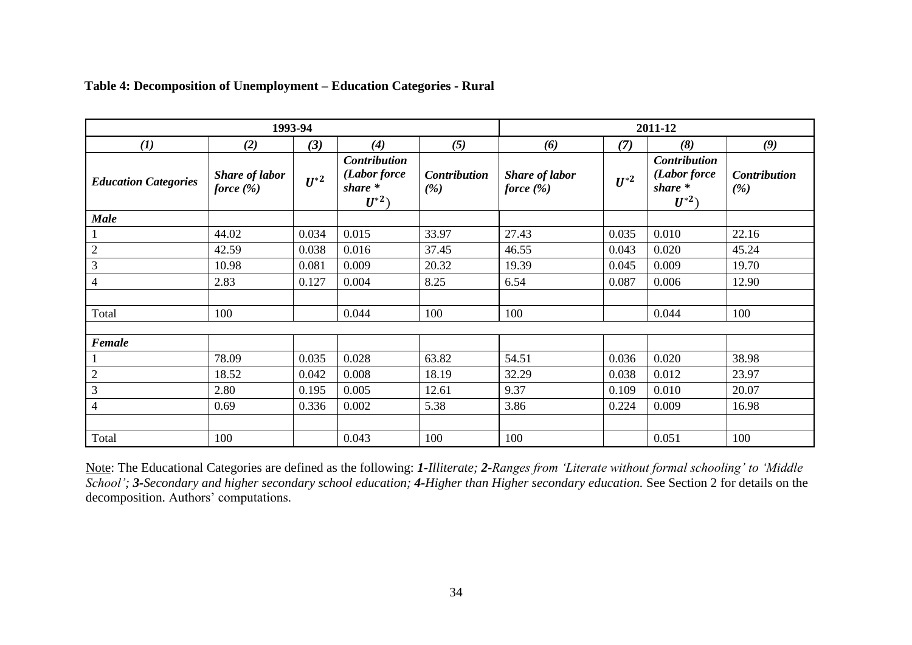**Table 4: Decomposition of Unemployment – Education Categories - Rural**

| 1993-94 | | | | | 2011-12 | | | |
|---|---|---|---|---|---|---|---|---|
| *(1)* | *(2)* | *(3)* | *(4)* | *(5)* | *(6)* | *(7)* | *(8)* | *(9)* |
| ***Education Categories*** | ***Share of labor force (%)*** | $U^{*2}$ | ***Contribution (Labor force share \* $U^{*2}$)*** | ***Contribution (%)*** | ***Share of labor force (%)*** | $U^{*2}$ | ***Contribution (Labor force share \* $U^{*2}$)*** | ***Contribution (%)*** |
| ***Male*** | | | | | | | | |
| 1 | 44.02 | 0.034 | 0.015 | 33.97 | 27.43 | 0.035 | 0.010 | 22.16 |
| 2 | 42.59 | 0.038 | 0.016 | 37.45 | 46.55 | 0.043 | 0.020 | 45.24 |
| 3 | 10.98 | 0.081 | 0.009 | 20.32 | 19.39 | 0.045 | 0.009 | 19.70 |
| 4 | 2.83 | 0.127 | 0.004 | 8.25 | 6.54 | 0.087 | 0.006 | 12.90 |
| | | | | | | | | |
| Total | 100 | | 0.044 | 100 | 100 | | 0.044 | 100 |
| | | | | | | | | |
| ***Female*** | | | | | | | | |
| 1 | 78.09 | 0.035 | 0.028 | 63.82 | 54.51 | 0.036 | 0.020 | 38.98 |
| 2 | 18.52 | 0.042 | 0.008 | 18.19 | 32.29 | 0.038 | 0.012 | 23.97 |
| 3 | 2.80 | 0.195 | 0.005 | 12.61 | 9.37 | 0.109 | 0.010 | 20.07 |
| 4 | 0.69 | 0.336 | 0.002 | 5.38 | 3.86 | 0.224 | 0.009 | 16.98 |
| | | | | | | | | |
| Total | 100 | | 0.043 | 100 | 100 | | 0.051 | 100 |

Note: The Educational Categories are defined as the following: ***1****-Illiterate;* ***2****-Ranges from 'Literate without formal schooling' to 'Middle School';* ***3****-Secondary and higher secondary school education;* ***4****-Higher than Higher secondary education.* See Section 2 for details on the decomposition. Authors' computations.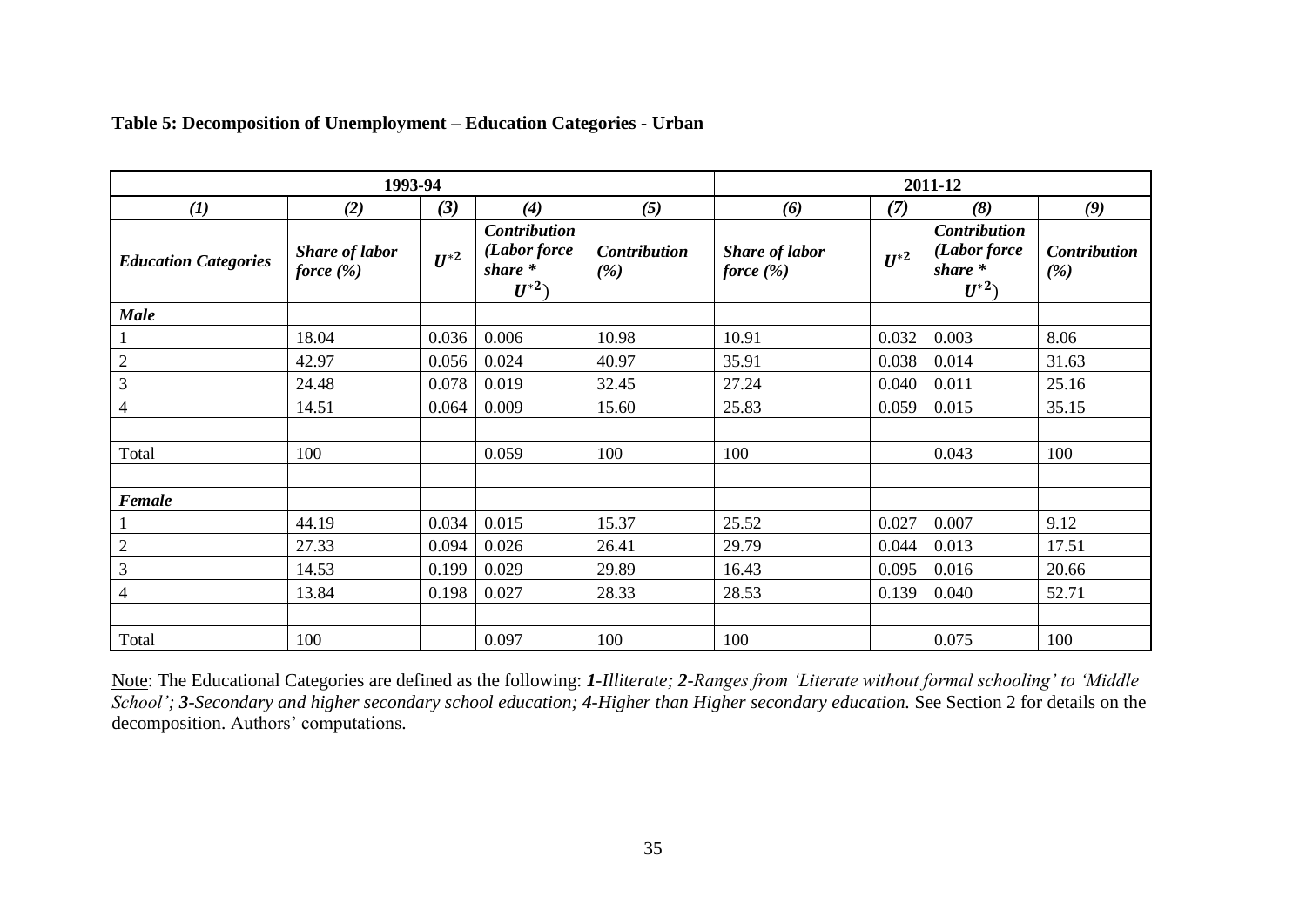**Table 5: Decomposition of Unemployment – Education Categories - Urban**

| 1993-94 | | | | | 2011-12 | | | |
|---|---|---|---|---|---|---|---|---|
| *(1)* | *(2)* | *(3)* | *(4)* | *(5)* | *(6)* | *(7)* | *(8)* | *(9)* |
| ***Education Categories*** | ***Share of labor force (%)*** | $U^{*2}$ | ***Contribution (Labor force share * $U^{*2}$)*** | ***Contribution (%)*** | ***Share of labor force (%)*** | $U^{*2}$ | ***Contribution (Labor force share * $U^{*2}$)*** | ***Contribution (%)*** |
| ***Male*** | | | | | | | | |
| 1 | 18.04 | 0.036 | 0.006 | 10.98 | 10.91 | 0.032 | 0.003 | 8.06 |
| 2 | 42.97 | 0.056 | 0.024 | 40.97 | 35.91 | 0.038 | 0.014 | 31.63 |
| 3 | 24.48 | 0.078 | 0.019 | 32.45 | 27.24 | 0.040 | 0.011 | 25.16 |
| 4 | 14.51 | 0.064 | 0.009 | 15.60 | 25.83 | 0.059 | 0.015 | 35.15 |
| | | | | | | | | |
| Total | 100 | | 0.059 | 100 | 100 | | 0.043 | 100 |
| | | | | | | | | |
| ***Female*** | | | | | | | | |
| 1 | 44.19 | 0.034 | 0.015 | 15.37 | 25.52 | 0.027 | 0.007 | 9.12 |
| 2 | 27.33 | 0.094 | 0.026 | 26.41 | 29.79 | 0.044 | 0.013 | 17.51 |
| 3 | 14.53 | 0.199 | 0.029 | 29.89 | 16.43 | 0.095 | 0.016 | 20.66 |
| 4 | 13.84 | 0.198 | 0.027 | 28.33 | 28.53 | 0.139 | 0.040 | 52.71 |
| | | | | | | | | |
| Total | 100 | | 0.097 | 100 | 100 | | 0.075 | 100 |

Note: The Educational Categories are defined as the following: ***1****-Illiterate;* ***2****-Ranges from 'Literate without formal schooling' to 'Middle School';* ***3****-Secondary and higher secondary school education;* ***4****-Higher than Higher secondary education.* See Section 2 for details on the decomposition. Authors' computations.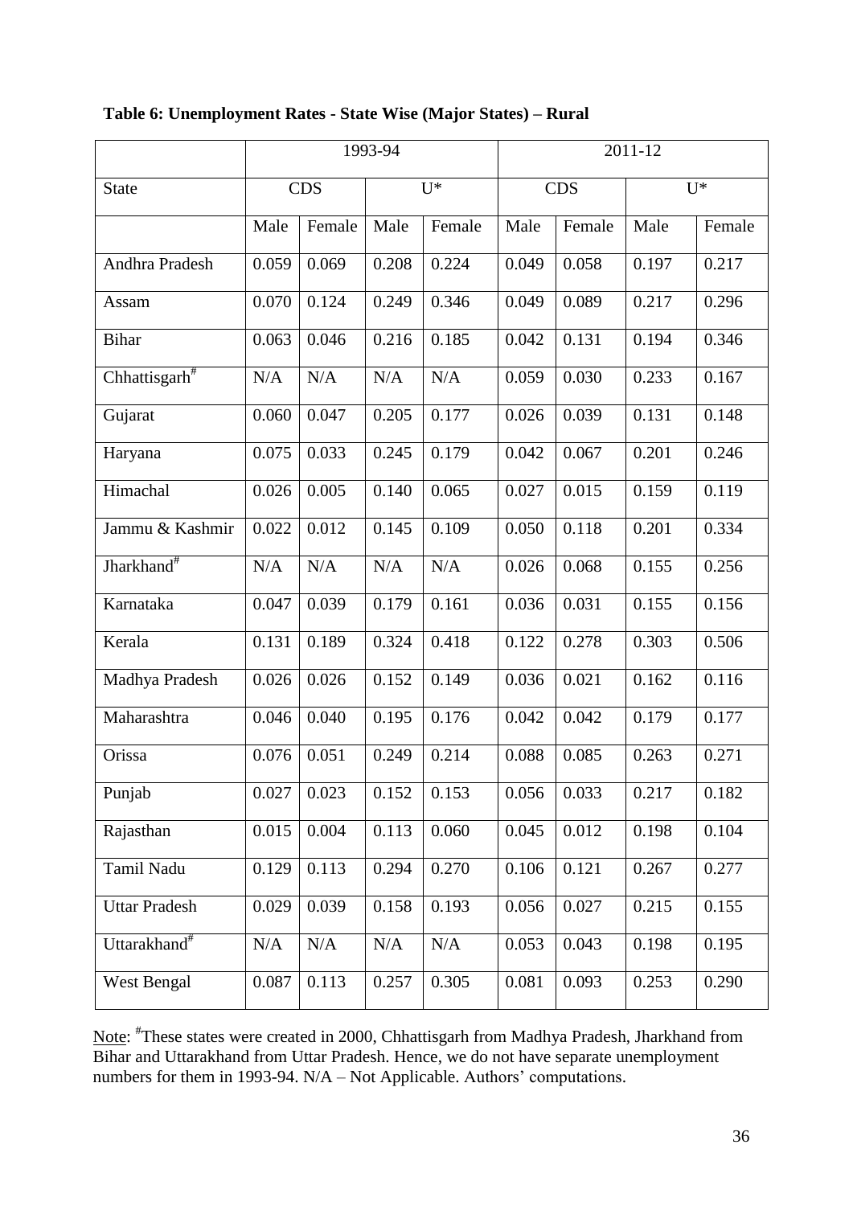**Table 6: Unemployment Rates - State Wise (Major States) – Rural**

| | 1993-94 | | | | 2011-12 | | | |
|---|---|---|---|---|---|---|---|---|
| State | CDS | | U* | | CDS | | U* | |
| | Male | Female | Male | Female | Male | Female | Male | Female |
| Andhra Pradesh | 0.059 | 0.069 | 0.208 | 0.224 | 0.049 | 0.058 | 0.197 | 0.217 |
| Assam | 0.070 | 0.124 | 0.249 | 0.346 | 0.049 | 0.089 | 0.217 | 0.296 |
| Bihar | 0.063 | 0.046 | 0.216 | 0.185 | 0.042 | 0.131 | 0.194 | 0.346 |
| Chhattisgarh# | N/A | N/A | N/A | N/A | 0.059 | 0.030 | 0.233 | 0.167 |
| Gujarat | 0.060 | 0.047 | 0.205 | 0.177 | 0.026 | 0.039 | 0.131 | 0.148 |
| Haryana | 0.075 | 0.033 | 0.245 | 0.179 | 0.042 | 0.067 | 0.201 | 0.246 |
| Himachal | 0.026 | 0.005 | 0.140 | 0.065 | 0.027 | 0.015 | 0.159 | 0.119 |
| Jammu & Kashmir | 0.022 | 0.012 | 0.145 | 0.109 | 0.050 | 0.118 | 0.201 | 0.334 |
| Jharkhand# | N/A | N/A | N/A | N/A | 0.026 | 0.068 | 0.155 | 0.256 |
| Karnataka | 0.047 | 0.039 | 0.179 | 0.161 | 0.036 | 0.031 | 0.155 | 0.156 |
| Kerala | 0.131 | 0.189 | 0.324 | 0.418 | 0.122 | 0.278 | 0.303 | 0.506 |
| Madhya Pradesh | 0.026 | 0.026 | 0.152 | 0.149 | 0.036 | 0.021 | 0.162 | 0.116 |
| Maharashtra | 0.046 | 0.040 | 0.195 | 0.176 | 0.042 | 0.042 | 0.179 | 0.177 |
| Orissa | 0.076 | 0.051 | 0.249 | 0.214 | 0.088 | 0.085 | 0.263 | 0.271 |
| Punjab | 0.027 | 0.023 | 0.152 | 0.153 | 0.056 | 0.033 | 0.217 | 0.182 |
| Rajasthan | 0.015 | 0.004 | 0.113 | 0.060 | 0.045 | 0.012 | 0.198 | 0.104 |
| Tamil Nadu | 0.129 | 0.113 | 0.294 | 0.270 | 0.106 | 0.121 | 0.267 | 0.277 |
| Uttar Pradesh | 0.029 | 0.039 | 0.158 | 0.193 | 0.056 | 0.027 | 0.215 | 0.155 |
| Uttarakhand# | N/A | N/A | N/A | N/A | 0.053 | 0.043 | 0.198 | 0.195 |
| West Bengal | 0.087 | 0.113 | 0.257 | 0.305 | 0.081 | 0.093 | 0.253 | 0.290 |

Note: #These states were created in 2000, Chhattisgarh from Madhya Pradesh, Jharkhand from Bihar and Uttarakhand from Uttar Pradesh. Hence, we do not have separate unemployment numbers for them in 1993-94. N/A – Not Applicable. Authors' computations.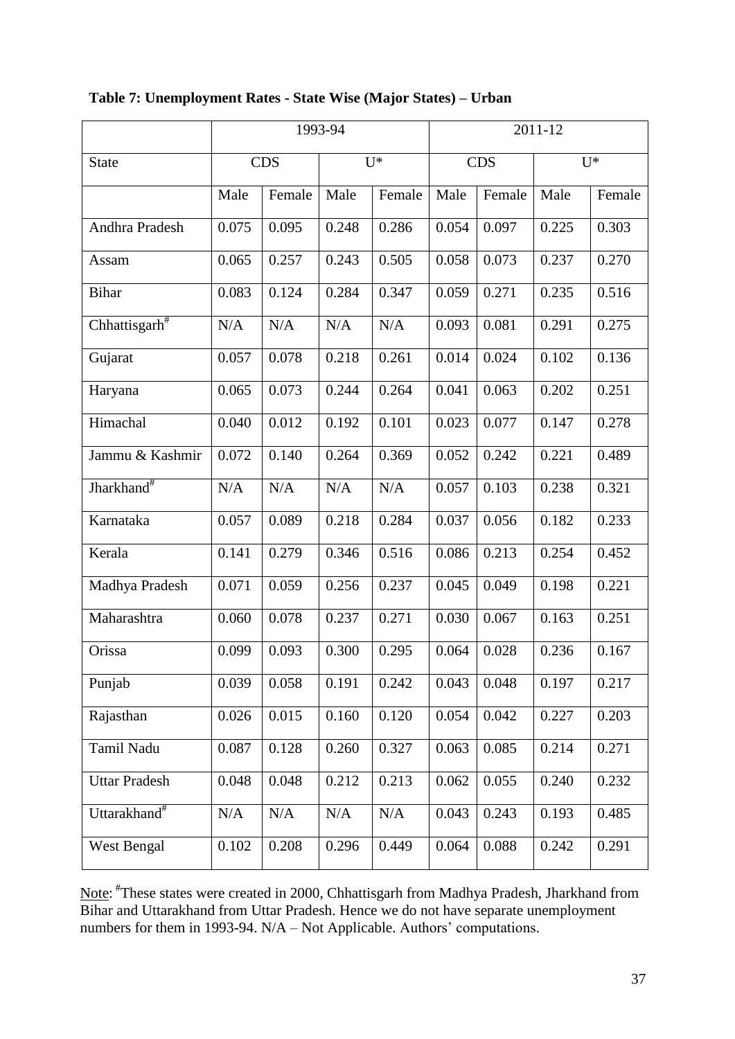**Table 7: Unemployment Rates - State Wise (Major States) – Urban**

| | 1993-94 | | | | 2011-12 | | | |
|---|---|---|---|---|---|---|---|---|
| State | CDS | | U* | | CDS | | U* | |
| | Male | Female | Male | Female | Male | Female | Male | Female |
| Andhra Pradesh | 0.075 | 0.095 | 0.248 | 0.286 | 0.054 | 0.097 | 0.225 | 0.303 |
| Assam | 0.065 | 0.257 | 0.243 | 0.505 | 0.058 | 0.073 | 0.237 | 0.270 |
| Bihar | 0.083 | 0.124 | 0.284 | 0.347 | 0.059 | 0.271 | 0.235 | 0.516 |
| Chhattisgarh[#] | N/A | N/A | N/A | N/A | 0.093 | 0.081 | 0.291 | 0.275 |
| Gujarat | 0.057 | 0.078 | 0.218 | 0.261 | 0.014 | 0.024 | 0.102 | 0.136 |
| Haryana | 0.065 | 0.073 | 0.244 | 0.264 | 0.041 | 0.063 | 0.202 | 0.251 |
| Himachal | 0.040 | 0.012 | 0.192 | 0.101 | 0.023 | 0.077 | 0.147 | 0.278 |
| Jammu & Kashmir | 0.072 | 0.140 | 0.264 | 0.369 | 0.052 | 0.242 | 0.221 | 0.489 |
| Jharkhand[#] | N/A | N/A | N/A | N/A | 0.057 | 0.103 | 0.238 | 0.321 |
| Karnataka | 0.057 | 0.089 | 0.218 | 0.284 | 0.037 | 0.056 | 0.182 | 0.233 |
| Kerala | 0.141 | 0.279 | 0.346 | 0.516 | 0.086 | 0.213 | 0.254 | 0.452 |
| Madhya Pradesh | 0.071 | 0.059 | 0.256 | 0.237 | 0.045 | 0.049 | 0.198 | 0.221 |
| Maharashtra | 0.060 | 0.078 | 0.237 | 0.271 | 0.030 | 0.067 | 0.163 | 0.251 |
| Orissa | 0.099 | 0.093 | 0.300 | 0.295 | 0.064 | 0.028 | 0.236 | 0.167 |
| Punjab | 0.039 | 0.058 | 0.191 | 0.242 | 0.043 | 0.048 | 0.197 | 0.217 |
| Rajasthan | 0.026 | 0.015 | 0.160 | 0.120 | 0.054 | 0.042 | 0.227 | 0.203 |
| Tamil Nadu | 0.087 | 0.128 | 0.260 | 0.327 | 0.063 | 0.085 | 0.214 | 0.271 |
| Uttar Pradesh | 0.048 | 0.048 | 0.212 | 0.213 | 0.062 | 0.055 | 0.240 | 0.232 |
| Uttarakhand[#] | N/A | N/A | N/A | N/A | 0.043 | 0.243 | 0.193 | 0.485 |
| West Bengal | 0.102 | 0.208 | 0.296 | 0.449 | 0.064 | 0.088 | 0.242 | 0.291 |

Note: [#]These states were created in 2000, Chhattisgarh from Madhya Pradesh, Jharkhand from Bihar and Uttarakhand from Uttar Pradesh. Hence we do not have separate unemployment numbers for them in 1993-94. N/A – Not Applicable. Authors' computations.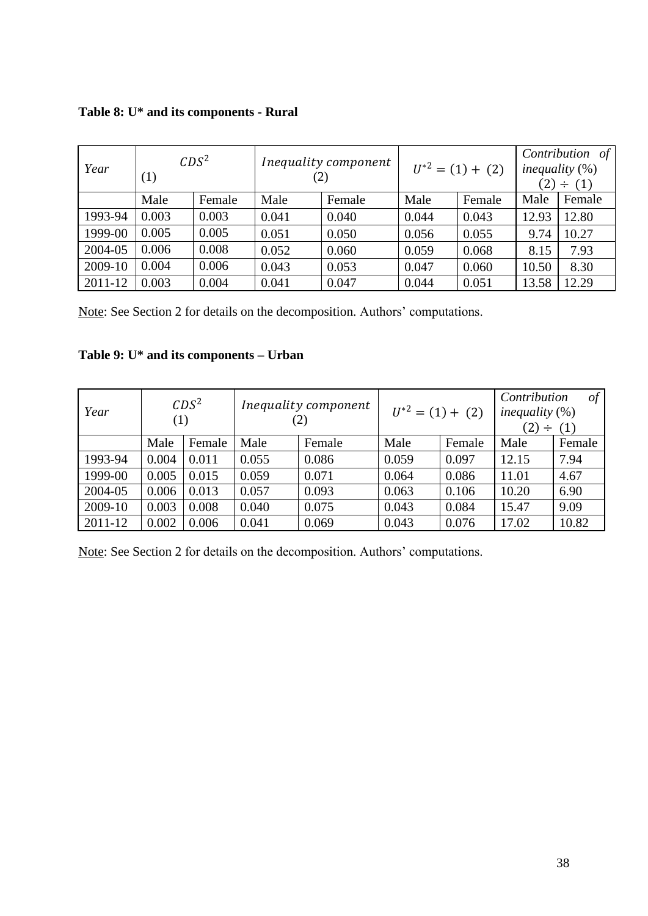**Table 8: U* and its components - Rural**

| Year | $CDS^2$ (1) | | $Inequality\ component$ (2) | | $U^{*2} = (1) + (2)$ | | *Contribution of inequality* (%) $(2) \div (1)$ | |
|---|---|---|---|---|---|---|---|---|
| | Male | Female | Male | Female | Male | Female | Male | Female |
| 1993-94 | 0.003 | 0.003 | 0.041 | 0.040 | 0.044 | 0.043 | 12.93 | 12.80 |
| 1999-00 | 0.005 | 0.005 | 0.051 | 0.050 | 0.056 | 0.055 | 9.74 | 10.27 |
| 2004-05 | 0.006 | 0.008 | 0.052 | 0.060 | 0.059 | 0.068 | 8.15 | 7.93 |
| 2009-10 | 0.004 | 0.006 | 0.043 | 0.053 | 0.047 | 0.060 | 10.50 | 8.30 |
| 2011-12 | 0.003 | 0.004 | 0.041 | 0.047 | 0.044 | 0.051 | 13.58 | 12.29 |

Note: See Section 2 for details on the decomposition. Authors' computations.

**Table 9: U* and its components – Urban**

| Year | $CDS^2$ (1) | | $Inequality\ component$ (2) | | $U^{*2} = (1) + (2)$ | | *Contribution of inequality* (%) $(2) \div (1)$ | |
|---|---|---|---|---|---|---|---|---|
| | Male | Female | Male | Female | Male | Female | Male | Female |
| 1993-94 | 0.004 | 0.011 | 0.055 | 0.086 | 0.059 | 0.097 | 12.15 | 7.94 |
| 1999-00 | 0.005 | 0.015 | 0.059 | 0.071 | 0.064 | 0.086 | 11.01 | 4.67 |
| 2004-05 | 0.006 | 0.013 | 0.057 | 0.093 | 0.063 | 0.106 | 10.20 | 6.90 |
| 2009-10 | 0.003 | 0.008 | 0.040 | 0.075 | 0.043 | 0.084 | 15.47 | 9.09 |
| 2011-12 | 0.002 | 0.006 | 0.041 | 0.069 | 0.043 | 0.076 | 17.02 | 10.82 |

Note: See Section 2 for details on the decomposition. Authors' computations.